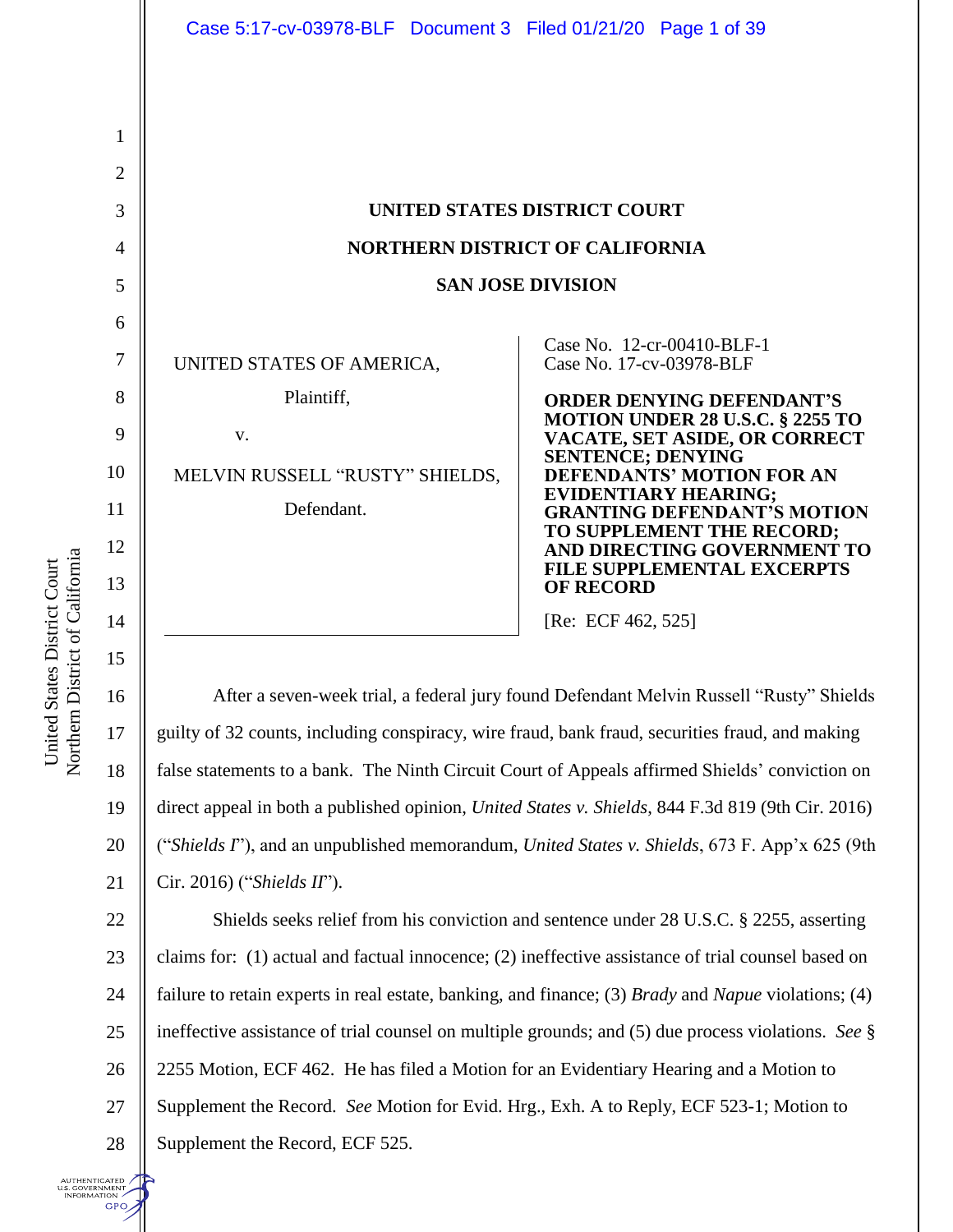UNITED STATES DISTRICT COURT

NORTHERN DISTRICT OF CALIFORNIA

SAN JOSE DIVISION

UNITED STATES OF AMERICA,

Plaintiff,

v.

MELVIN RUSSELL "RUSTY" SHIELDS,

Defendant.

Case No. 12-cr-00410-BLF-1
Case No. 17-cv-03978-BLF

**ORDER DENYING DEFENDANT'S MOTION UNDER 28 U.S.C. § 2255 TO VACATE, SET ASIDE, OR CORRECT SENTENCE; DENYING DEFENDANTS' MOTION FOR AN EVIDENTIARY HEARING; GRANTING DEFENDANT'S MOTION TO SUPPLEMENT THE RECORD; AND DIRECTING GOVERNMENT TO FILE SUPPLEMENTAL EXCERPTS OF RECORD**

[Re: ECF 462, 525]

After a seven-week trial, a federal jury found Defendant Melvin Russell "Rusty" Shields guilty of 32 counts, including conspiracy, wire fraud, bank fraud, securities fraud, and making false statements to a bank. The Ninth Circuit Court of Appeals affirmed Shields' conviction on direct appeal in both a published opinion, *United States v. Shields*, 844 F.3d 819 (9th Cir. 2016) ("*Shields I*"), and an unpublished memorandum, *United States v. Shields*, 673 F. App'x 625 (9th Cir. 2016) ("*Shields II*").

Shields seeks relief from his conviction and sentence under 28 U.S.C. § 2255, asserting claims for: (1) actual and factual innocence; (2) ineffective assistance of trial counsel based on failure to retain experts in real estate, banking, and finance; (3) *Brady* and *Napue* violations; (4) ineffective assistance of trial counsel on multiple grounds; and (5) due process violations. *See* § 2255 Motion, ECF 462. He has filed a Motion for an Evidentiary Hearing and a Motion to Supplement the Record. *See* Motion for Evid. Hrg., Exh. A to Reply, ECF 523-1; Motion to Supplement the Record, ECF 525.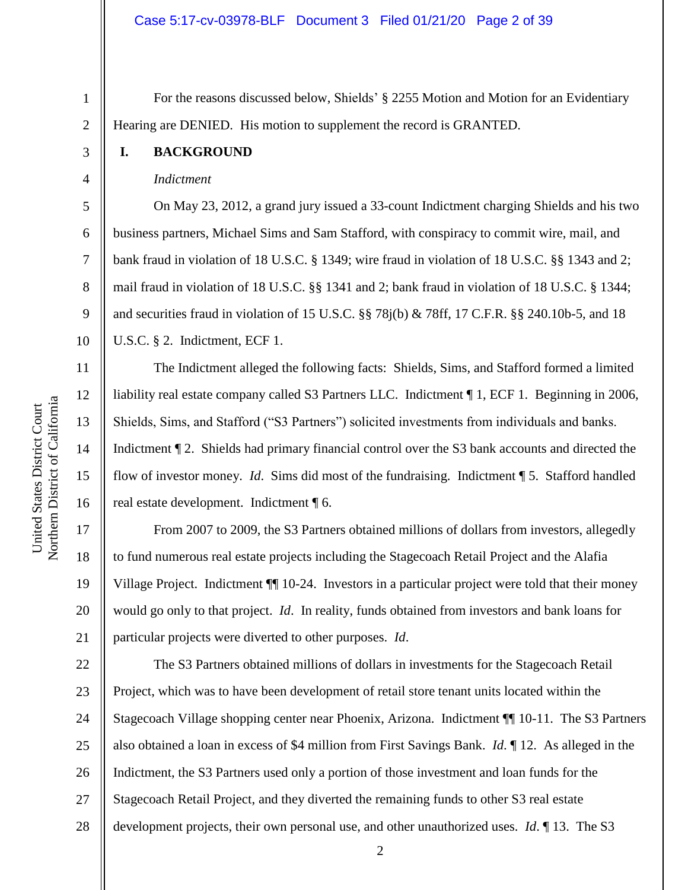For the reasons discussed below, Shields' § 2255 Motion and Motion for an Evidentiary Hearing are DENIED. His motion to supplement the record is GRANTED.

## I. BACKGROUND

*Indictment*

On May 23, 2012, a grand jury issued a 33-count Indictment charging Shields and his two business partners, Michael Sims and Sam Stafford, with conspiracy to commit wire, mail, and bank fraud in violation of 18 U.S.C. § 1349; wire fraud in violation of 18 U.S.C. §§ 1343 and 2; mail fraud in violation of 18 U.S.C. §§ 1341 and 2; bank fraud in violation of 18 U.S.C. § 1344; and securities fraud in violation of 15 U.S.C. §§ 78j(b) & 78ff, 17 C.F.R. §§ 240.10b-5, and 18 U.S.C. § 2. Indictment, ECF 1.

The Indictment alleged the following facts: Shields, Sims, and Stafford formed a limited liability real estate company called S3 Partners LLC. Indictment ¶ 1, ECF 1. Beginning in 2006, Shields, Sims, and Stafford ("S3 Partners") solicited investments from individuals and banks. Indictment ¶ 2. Shields had primary financial control over the S3 bank accounts and directed the flow of investor money. *Id*. Sims did most of the fundraising. Indictment ¶ 5. Stafford handled real estate development. Indictment ¶ 6.

From 2007 to 2009, the S3 Partners obtained millions of dollars from investors, allegedly to fund numerous real estate projects including the Stagecoach Retail Project and the Alafia Village Project. Indictment ¶¶ 10-24. Investors in a particular project were told that their money would go only to that project. *Id*. In reality, funds obtained from investors and bank loans for particular projects were diverted to other purposes. *Id*.

The S3 Partners obtained millions of dollars in investments for the Stagecoach Retail Project, which was to have been development of retail store tenant units located within the Stagecoach Village shopping center near Phoenix, Arizona. Indictment ¶¶ 10-11. The S3 Partners also obtained a loan in excess of $4 million from First Savings Bank. *Id*. ¶ 12. As alleged in the Indictment, the S3 Partners used only a portion of those investment and loan funds for the Stagecoach Retail Project, and they diverted the remaining funds to other S3 real estate development projects, their own personal use, and other unauthorized uses. *Id*. ¶ 13. The S3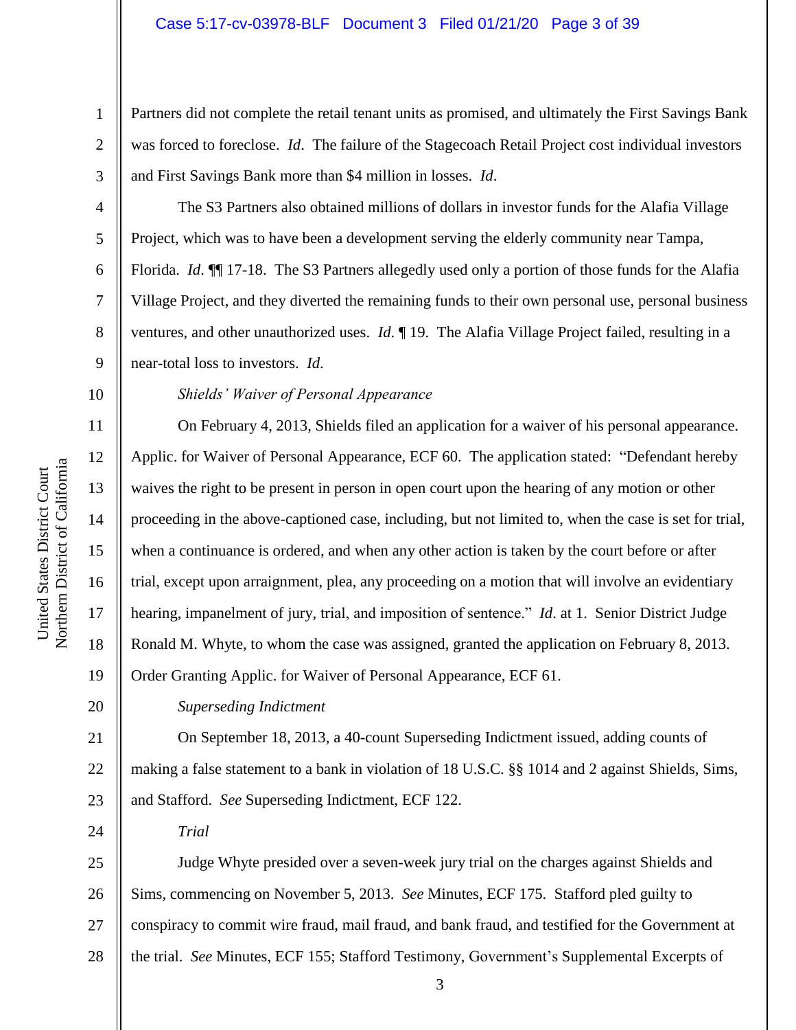Partners did not complete the retail tenant units as promised, and ultimately the First Savings Bank was forced to foreclose. *Id*. The failure of the Stagecoach Retail Project cost individual investors and First Savings Bank more than $4 million in losses. *Id*.

The S3 Partners also obtained millions of dollars in investor funds for the Alafia Village Project, which was to have been a development serving the elderly community near Tampa, Florida. *Id*. ¶¶ 17-18. The S3 Partners allegedly used only a portion of those funds for the Alafia Village Project, and they diverted the remaining funds to their own personal use, personal business ventures, and other unauthorized uses. *Id*. ¶ 19. The Alafia Village Project failed, resulting in a near-total loss to investors. *Id*.

*Shields' Waiver of Personal Appearance*

On February 4, 2013, Shields filed an application for a waiver of his personal appearance. Applic. for Waiver of Personal Appearance, ECF 60. The application stated: "Defendant hereby waives the right to be present in person in open court upon the hearing of any motion or other proceeding in the above-captioned case, including, but not limited to, when the case is set for trial, when a continuance is ordered, and when any other action is taken by the court before or after trial, except upon arraignment, plea, any proceeding on a motion that will involve an evidentiary hearing, impanelment of jury, trial, and imposition of sentence." *Id*. at 1. Senior District Judge Ronald M. Whyte, to whom the case was assigned, granted the application on February 8, 2013. Order Granting Applic. for Waiver of Personal Appearance, ECF 61.

*Superseding Indictment*

On September 18, 2013, a 40-count Superseding Indictment issued, adding counts of making a false statement to a bank in violation of 18 U.S.C. §§ 1014 and 2 against Shields, Sims, and Stafford. *See* Superseding Indictment, ECF 122.

*Trial*

Judge Whyte presided over a seven-week jury trial on the charges against Shields and Sims, commencing on November 5, 2013. *See* Minutes, ECF 175. Stafford pled guilty to conspiracy to commit wire fraud, mail fraud, and bank fraud, and testified for the Government at the trial. *See* Minutes, ECF 155; Stafford Testimony, Government's Supplemental Excerpts of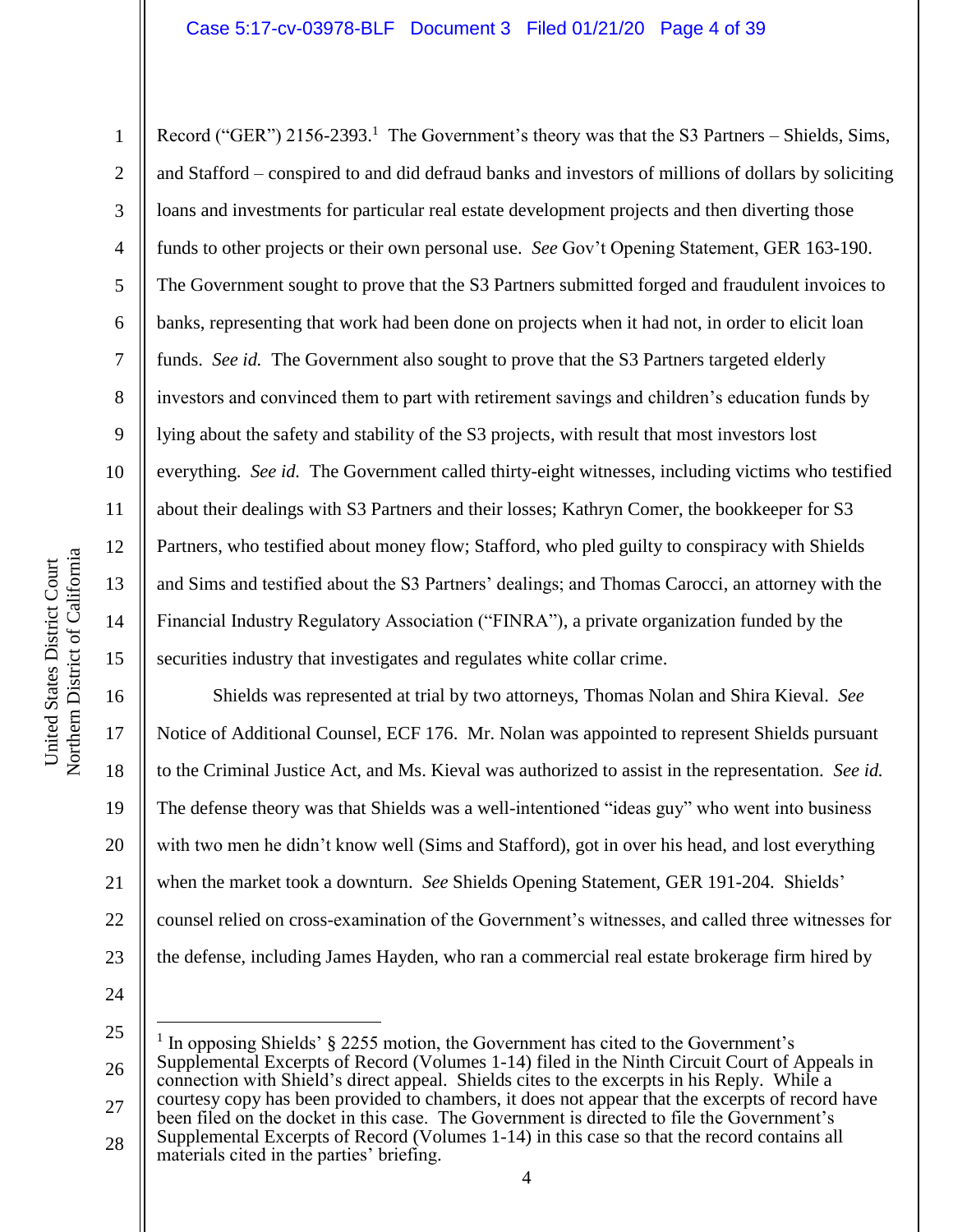Record ("GER") 2156-2393.[1] The Government's theory was that the S3 Partners – Shields, Sims, and Stafford – conspired to and did defraud banks and investors of millions of dollars by soliciting loans and investments for particular real estate development projects and then diverting those funds to other projects or their own personal use. *See* Gov't Opening Statement, GER 163-190. The Government sought to prove that the S3 Partners submitted forged and fraudulent invoices to banks, representing that work had been done on projects when it had not, in order to elicit loan funds. *See id.* The Government also sought to prove that the S3 Partners targeted elderly investors and convinced them to part with retirement savings and children's education funds by lying about the safety and stability of the S3 projects, with result that most investors lost everything. *See id.* The Government called thirty-eight witnesses, including victims who testified about their dealings with S3 Partners and their losses; Kathryn Comer, the bookkeeper for S3 Partners, who testified about money flow; Stafford, who pled guilty to conspiracy with Shields and Sims and testified about the S3 Partners' dealings; and Thomas Carocci, an attorney with the Financial Industry Regulatory Association ("FINRA"), a private organization funded by the securities industry that investigates and regulates white collar crime.

Shields was represented at trial by two attorneys, Thomas Nolan and Shira Kieval. *See* Notice of Additional Counsel, ECF 176. Mr. Nolan was appointed to represent Shields pursuant to the Criminal Justice Act, and Ms. Kieval was authorized to assist in the representation. *See id.* The defense theory was that Shields was a well-intentioned "ideas guy" who went into business with two men he didn't know well (Sims and Stafford), got in over his head, and lost everything when the market took a downturn. *See* Shields Opening Statement, GER 191-204. Shields' counsel relied on cross-examination of the Government's witnesses, and called three witnesses for the defense, including James Hayden, who ran a commercial real estate brokerage firm hired by

---

[1] In opposing Shields' § 2255 motion, the Government has cited to the Government's Supplemental Excerpts of Record (Volumes 1-14) filed in the Ninth Circuit Court of Appeals in connection with Shield's direct appeal. Shields cites to the excerpts in his Reply. While a courtesy copy has been provided to chambers, it does not appear that the excerpts of record have been filed on the docket in this case. The Government is directed to file the Government's Supplemental Excerpts of Record (Volumes 1-14) in this case so that the record contains all materials cited in the parties' briefing.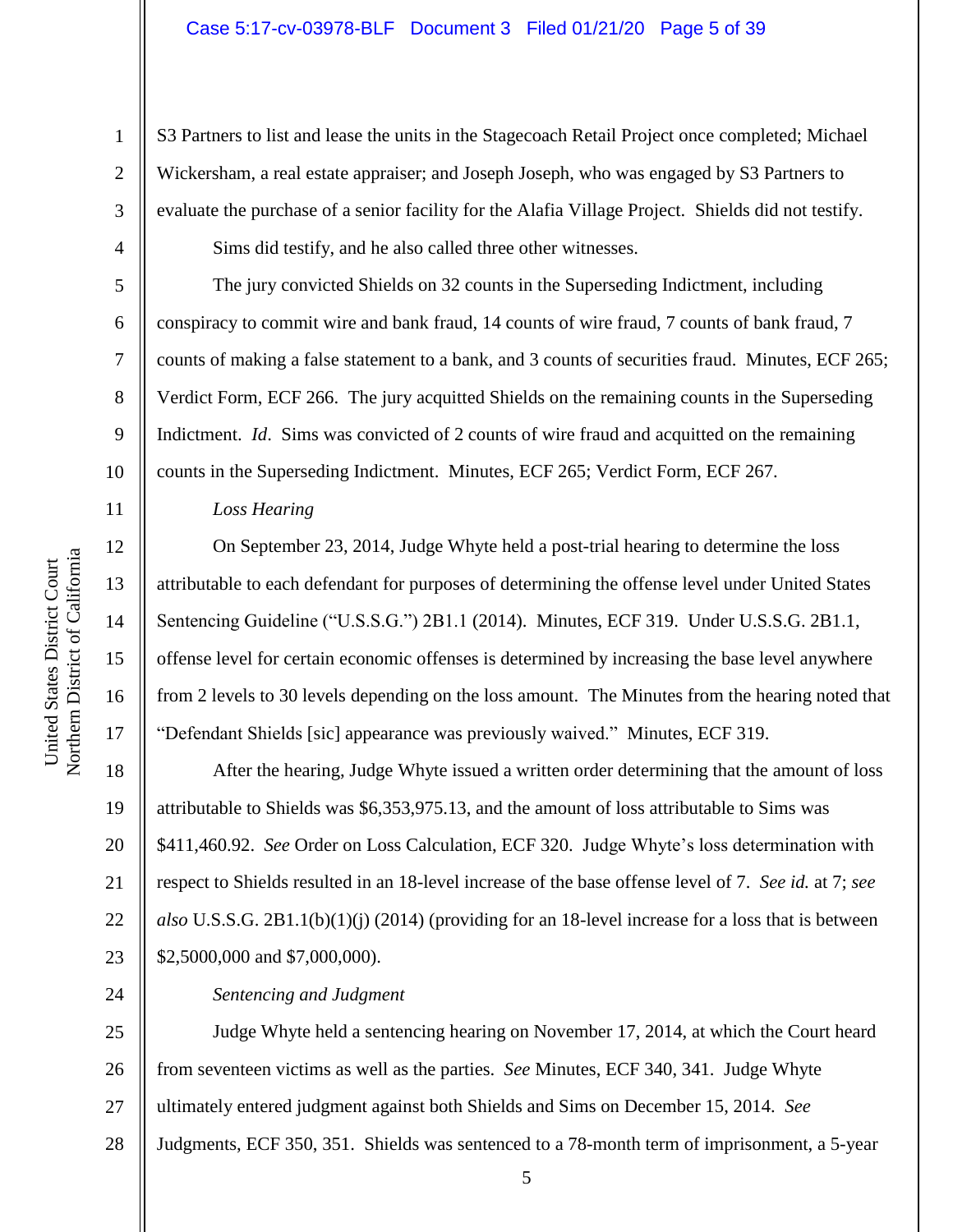S3 Partners to list and lease the units in the Stagecoach Retail Project once completed; Michael Wickersham, a real estate appraiser; and Joseph Joseph, who was engaged by S3 Partners to evaluate the purchase of a senior facility for the Alafia Village Project. Shields did not testify.

Sims did testify, and he also called three other witnesses.

The jury convicted Shields on 32 counts in the Superseding Indictment, including conspiracy to commit wire and bank fraud, 14 counts of wire fraud, 7 counts of bank fraud, 7 counts of making a false statement to a bank, and 3 counts of securities fraud. Minutes, ECF 265; Verdict Form, ECF 266. The jury acquitted Shields on the remaining counts in the Superseding Indictment. *Id*. Sims was convicted of 2 counts of wire fraud and acquitted on the remaining counts in the Superseding Indictment. Minutes, ECF 265; Verdict Form, ECF 267.

*Loss Hearing*

On September 23, 2014, Judge Whyte held a post-trial hearing to determine the loss attributable to each defendant for purposes of determining the offense level under United States Sentencing Guideline ("U.S.S.G.") 2B1.1 (2014). Minutes, ECF 319. Under U.S.S.G. 2B1.1, offense level for certain economic offenses is determined by increasing the base level anywhere from 2 levels to 30 levels depending on the loss amount. The Minutes from the hearing noted that "Defendant Shields [sic] appearance was previously waived." Minutes, ECF 319.

After the hearing, Judge Whyte issued a written order determining that the amount of loss attributable to Shields was $6,353,975.13, and the amount of loss attributable to Sims was $411,460.92. *See* Order on Loss Calculation, ECF 320. Judge Whyte's loss determination with respect to Shields resulted in an 18-level increase of the base offense level of 7. *See id.* at 7; *see also* U.S.S.G. 2B1.1(b)(1)(j) (2014) (providing for an 18-level increase for a loss that is between $2,5000,000 and $7,000,000).

*Sentencing and Judgment*

Judge Whyte held a sentencing hearing on November 17, 2014, at which the Court heard from seventeen victims as well as the parties. *See* Minutes, ECF 340, 341. Judge Whyte ultimately entered judgment against both Shields and Sims on December 15, 2014. *See* Judgments, ECF 350, 351. Shields was sentenced to a 78-month term of imprisonment, a 5-year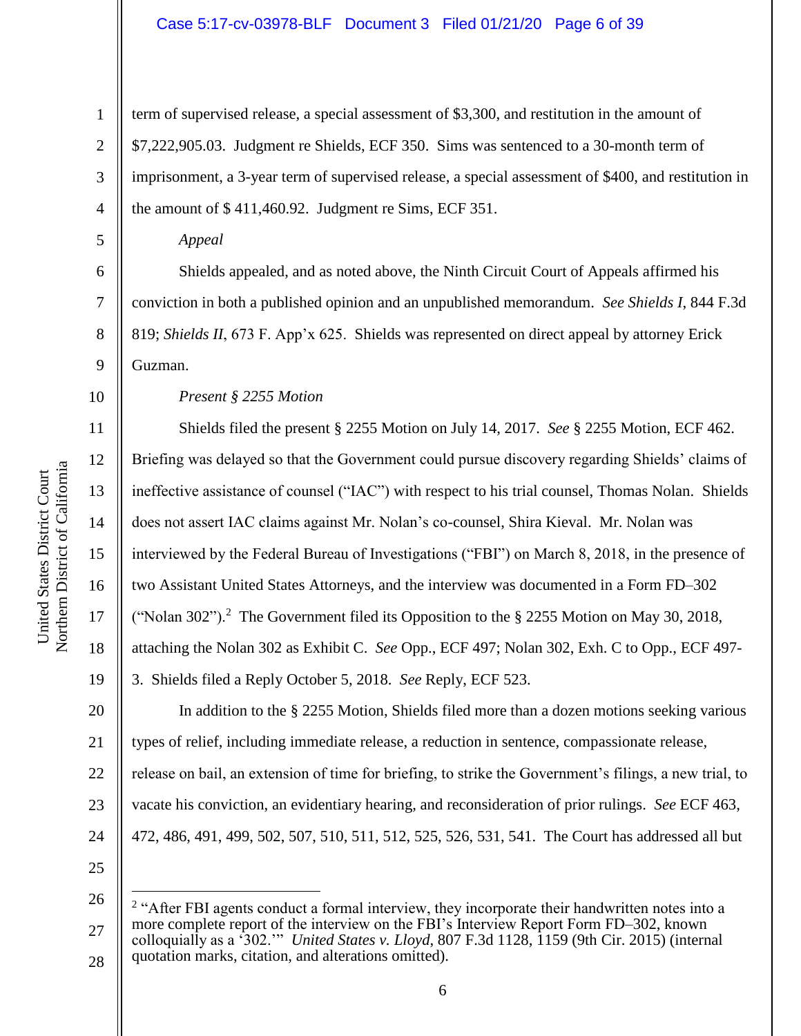term of supervised release, a special assessment of $3,300, and restitution in the amount of $7,222,905.03. Judgment re Shields, ECF 350. Sims was sentenced to a 30-month term of imprisonment, a 3-year term of supervised release, a special assessment of $400, and restitution in the amount of $ 411,460.92. Judgment re Sims, ECF 351.

*Appeal*

Shields appealed, and as noted above, the Ninth Circuit Court of Appeals affirmed his conviction in both a published opinion and an unpublished memorandum. *See Shields I*, 844 F.3d 819; *Shields II*, 673 F. App'x 625. Shields was represented on direct appeal by attorney Erick Guzman.

*Present § 2255 Motion*

Shields filed the present § 2255 Motion on July 14, 2017. *See* § 2255 Motion, ECF 462. Briefing was delayed so that the Government could pursue discovery regarding Shields' claims of ineffective assistance of counsel ("IAC") with respect to his trial counsel, Thomas Nolan. Shields does not assert IAC claims against Mr. Nolan's co-counsel, Shira Kieval. Mr. Nolan was interviewed by the Federal Bureau of Investigations ("FBI") on March 8, 2018, in the presence of two Assistant United States Attorneys, and the interview was documented in a Form FD–302 ("Nolan 302").[2] The Government filed its Opposition to the § 2255 Motion on May 30, 2018, attaching the Nolan 302 as Exhibit C. *See* Opp., ECF 497; Nolan 302, Exh. C to Opp., ECF 497-3. Shields filed a Reply October 5, 2018. *See* Reply, ECF 523.

In addition to the § 2255 Motion, Shields filed more than a dozen motions seeking various types of relief, including immediate release, a reduction in sentence, compassionate release, release on bail, an extension of time for briefing, to strike the Government's filings, a new trial, to vacate his conviction, an evidentiary hearing, and reconsideration of prior rulings. *See* ECF 463, 472, 486, 491, 499, 502, 507, 510, 511, 512, 525, 526, 531, 541. The Court has addressed all but

---

[2] "After FBI agents conduct a formal interview, they incorporate their handwritten notes into a more complete report of the interview on the FBI's Interview Report Form FD–302, known colloquially as a '302.'" *United States v. Lloyd*, 807 F.3d 1128, 1159 (9th Cir. 2015) (internal quotation marks, citation, and alterations omitted).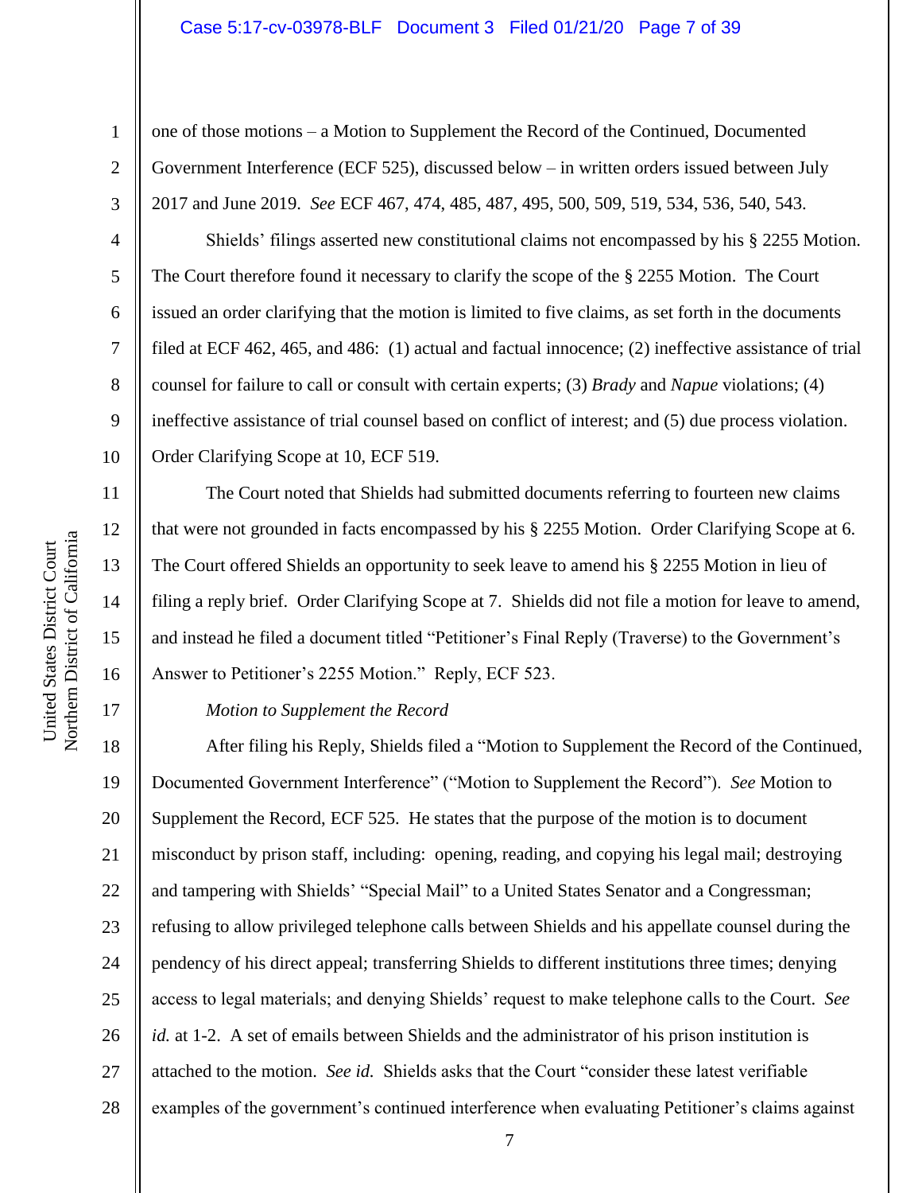one of those motions – a Motion to Supplement the Record of the Continued, Documented Government Interference (ECF 525), discussed below – in written orders issued between July 2017 and June 2019. *See* ECF 467, 474, 485, 487, 495, 500, 509, 519, 534, 536, 540, 543.

Shields' filings asserted new constitutional claims not encompassed by his § 2255 Motion. The Court therefore found it necessary to clarify the scope of the § 2255 Motion. The Court issued an order clarifying that the motion is limited to five claims, as set forth in the documents filed at ECF 462, 465, and 486: (1) actual and factual innocence; (2) ineffective assistance of trial counsel for failure to call or consult with certain experts; (3) *Brady* and *Napue* violations; (4) ineffective assistance of trial counsel based on conflict of interest; and (5) due process violation. Order Clarifying Scope at 10, ECF 519.

The Court noted that Shields had submitted documents referring to fourteen new claims that were not grounded in facts encompassed by his § 2255 Motion. Order Clarifying Scope at 6. The Court offered Shields an opportunity to seek leave to amend his § 2255 Motion in lieu of filing a reply brief. Order Clarifying Scope at 7. Shields did not file a motion for leave to amend, and instead he filed a document titled "Petitioner's Final Reply (Traverse) to the Government's Answer to Petitioner's 2255 Motion." Reply, ECF 523.

*Motion to Supplement the Record*

After filing his Reply, Shields filed a "Motion to Supplement the Record of the Continued, Documented Government Interference" ("Motion to Supplement the Record"). *See* Motion to Supplement the Record, ECF 525. He states that the purpose of the motion is to document misconduct by prison staff, including: opening, reading, and copying his legal mail; destroying and tampering with Shields' "Special Mail" to a United States Senator and a Congressman; refusing to allow privileged telephone calls between Shields and his appellate counsel during the pendency of his direct appeal; transferring Shields to different institutions three times; denying access to legal materials; and denying Shields' request to make telephone calls to the Court. *See id.* at 1-2. A set of emails between Shields and the administrator of his prison institution is attached to the motion. *See id.* Shields asks that the Court "consider these latest verifiable examples of the government's continued interference when evaluating Petitioner's claims against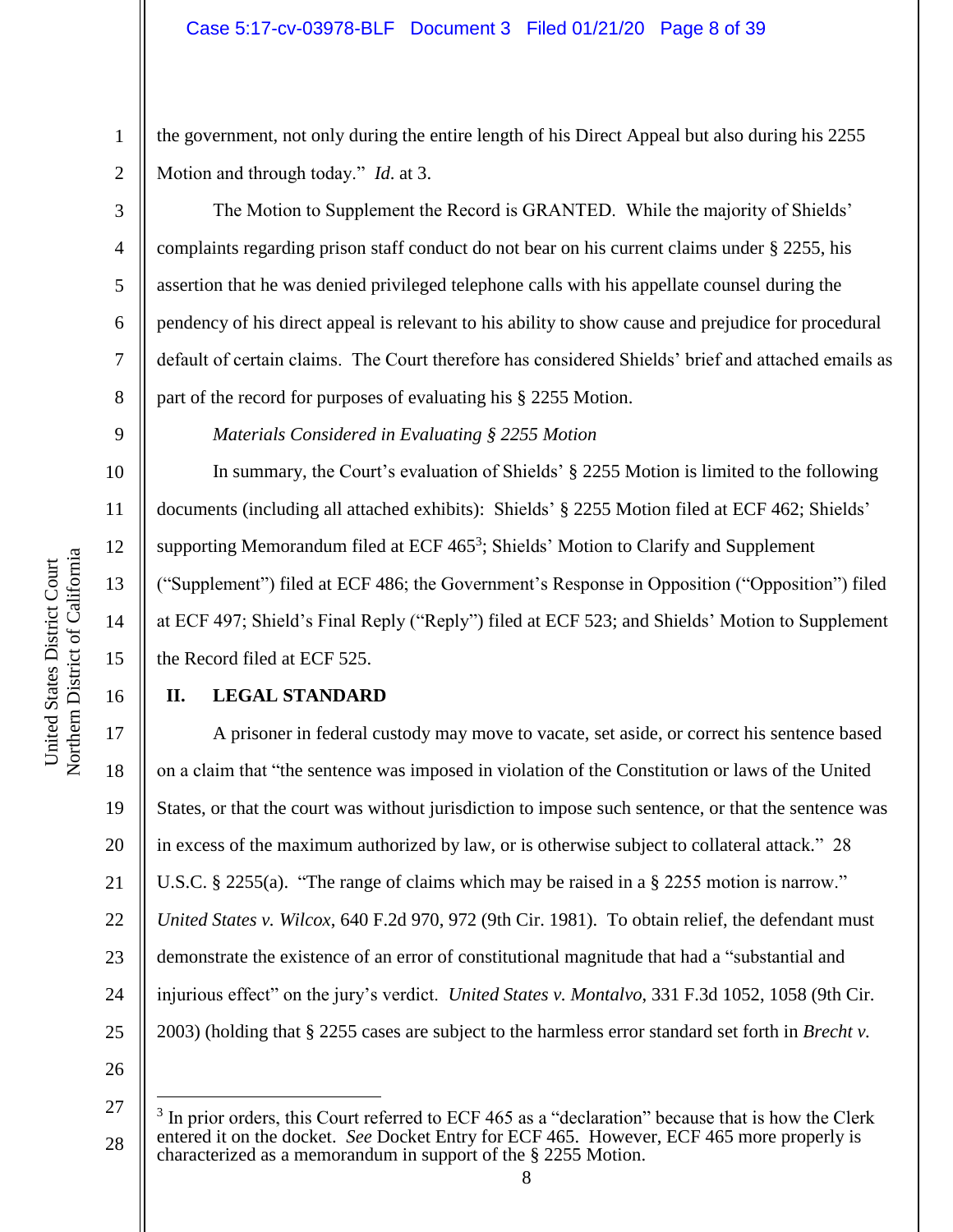the government, not only during the entire length of his Direct Appeal but also during his 2255 Motion and through today." *Id*. at 3.

The Motion to Supplement the Record is GRANTED. While the majority of Shields' complaints regarding prison staff conduct do not bear on his current claims under § 2255, his assertion that he was denied privileged telephone calls with his appellate counsel during the pendency of his direct appeal is relevant to his ability to show cause and prejudice for procedural default of certain claims. The Court therefore has considered Shields' brief and attached emails as part of the record for purposes of evaluating his § 2255 Motion.

*Materials Considered in Evaluating § 2255 Motion*

In summary, the Court's evaluation of Shields' § 2255 Motion is limited to the following documents (including all attached exhibits): Shields' § 2255 Motion filed at ECF 462; Shields' supporting Memorandum filed at ECF 465[3]; Shields' Motion to Clarify and Supplement ("Supplement") filed at ECF 486; the Government's Response in Opposition ("Opposition") filed at ECF 497; Shield's Final Reply ("Reply") filed at ECF 523; and Shields' Motion to Supplement the Record filed at ECF 525.

## II. LEGAL STANDARD

A prisoner in federal custody may move to vacate, set aside, or correct his sentence based on a claim that "the sentence was imposed in violation of the Constitution or laws of the United States, or that the court was without jurisdiction to impose such sentence, or that the sentence was in excess of the maximum authorized by law, or is otherwise subject to collateral attack." 28 U.S.C. § 2255(a). "The range of claims which may be raised in a § 2255 motion is narrow." *United States v. Wilcox*, 640 F.2d 970, 972 (9th Cir. 1981). To obtain relief, the defendant must demonstrate the existence of an error of constitutional magnitude that had a "substantial and injurious effect" on the jury's verdict. *United States v. Montalvo*, 331 F.3d 1052, 1058 (9th Cir. 2003) (holding that § 2255 cases are subject to the harmless error standard set forth in *Brecht v.*

---

[3] In prior orders, this Court referred to ECF 465 as a "declaration" because that is how the Clerk entered it on the docket. *See* Docket Entry for ECF 465. However, ECF 465 more properly is characterized as a memorandum in support of the § 2255 Motion.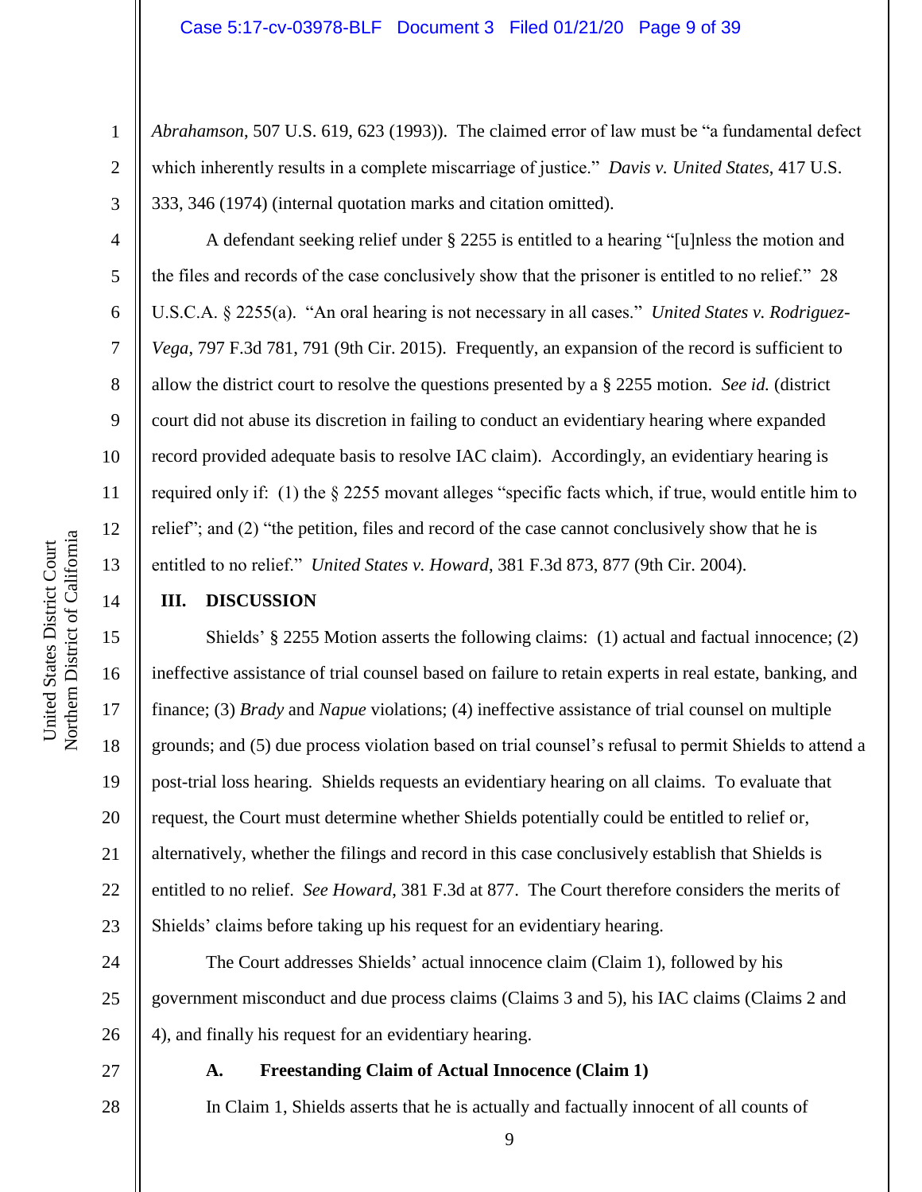*Abrahamson*, 507 U.S. 619, 623 (1993)). The claimed error of law must be "a fundamental defect which inherently results in a complete miscarriage of justice." *Davis v. United States*, 417 U.S. 333, 346 (1974) (internal quotation marks and citation omitted).

A defendant seeking relief under § 2255 is entitled to a hearing "[u]nless the motion and the files and records of the case conclusively show that the prisoner is entitled to no relief." 28 U.S.C.A. § 2255(a). "An oral hearing is not necessary in all cases." *United States v. Rodriguez-Vega*, 797 F.3d 781, 791 (9th Cir. 2015). Frequently, an expansion of the record is sufficient to allow the district court to resolve the questions presented by a § 2255 motion. *See id.* (district court did not abuse its discretion in failing to conduct an evidentiary hearing where expanded record provided adequate basis to resolve IAC claim). Accordingly, an evidentiary hearing is required only if: (1) the § 2255 movant alleges "specific facts which, if true, would entitle him to relief"; and (2) "the petition, files and record of the case cannot conclusively show that he is entitled to no relief." *United States v. Howard*, 381 F.3d 873, 877 (9th Cir. 2004).

## III. DISCUSSION

Shields' § 2255 Motion asserts the following claims: (1) actual and factual innocence; (2) ineffective assistance of trial counsel based on failure to retain experts in real estate, banking, and finance; (3) *Brady* and *Napue* violations; (4) ineffective assistance of trial counsel on multiple grounds; and (5) due process violation based on trial counsel's refusal to permit Shields to attend a post-trial loss hearing. Shields requests an evidentiary hearing on all claims. To evaluate that request, the Court must determine whether Shields potentially could be entitled to relief or, alternatively, whether the filings and record in this case conclusively establish that Shields is entitled to no relief. *See Howard*, 381 F.3d at 877. The Court therefore considers the merits of Shields' claims before taking up his request for an evidentiary hearing.

The Court addresses Shields' actual innocence claim (Claim 1), followed by his government misconduct and due process claims (Claims 3 and 5), his IAC claims (Claims 2 and 4), and finally his request for an evidentiary hearing.

### A. Freestanding Claim of Actual Innocence (Claim 1)

In Claim 1, Shields asserts that he is actually and factually innocent of all counts of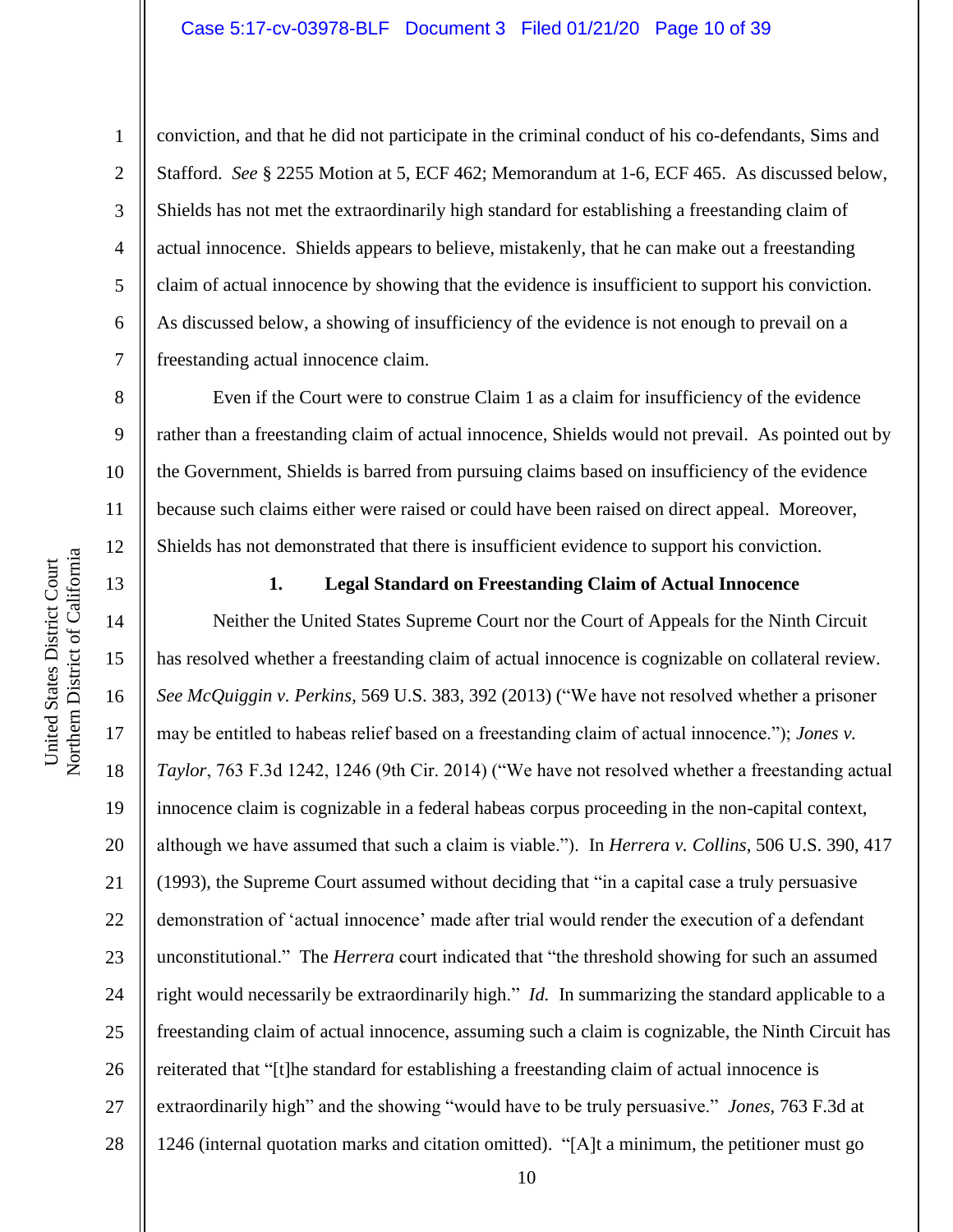conviction, and that he did not participate in the criminal conduct of his co-defendants, Sims and Stafford. *See* § 2255 Motion at 5, ECF 462; Memorandum at 1-6, ECF 465. As discussed below, Shields has not met the extraordinarily high standard for establishing a freestanding claim of actual innocence. Shields appears to believe, mistakenly, that he can make out a freestanding claim of actual innocence by showing that the evidence is insufficient to support his conviction. As discussed below, a showing of insufficiency of the evidence is not enough to prevail on a freestanding actual innocence claim.

Even if the Court were to construe Claim 1 as a claim for insufficiency of the evidence rather than a freestanding claim of actual innocence, Shields would not prevail. As pointed out by the Government, Shields is barred from pursuing claims based on insufficiency of the evidence because such claims either were raised or could have been raised on direct appeal. Moreover, Shields has not demonstrated that there is insufficient evidence to support his conviction.

### 1. Legal Standard on Freestanding Claim of Actual Innocence

Neither the United States Supreme Court nor the Court of Appeals for the Ninth Circuit has resolved whether a freestanding claim of actual innocence is cognizable on collateral review. *See McQuiggin v. Perkins*, 569 U.S. 383, 392 (2013) ("We have not resolved whether a prisoner may be entitled to habeas relief based on a freestanding claim of actual innocence."); *Jones v. Taylor*, 763 F.3d 1242, 1246 (9th Cir. 2014) ("We have not resolved whether a freestanding actual innocence claim is cognizable in a federal habeas corpus proceeding in the non-capital context, although we have assumed that such a claim is viable."). In *Herrera v. Collins*, 506 U.S. 390, 417 (1993), the Supreme Court assumed without deciding that "in a capital case a truly persuasive demonstration of 'actual innocence' made after trial would render the execution of a defendant unconstitutional." The *Herrera* court indicated that "the threshold showing for such an assumed right would necessarily be extraordinarily high." *Id.* In summarizing the standard applicable to a freestanding claim of actual innocence, assuming such a claim is cognizable, the Ninth Circuit has reiterated that "[t]he standard for establishing a freestanding claim of actual innocence is extraordinarily high" and the showing "would have to be truly persuasive." *Jones*, 763 F.3d at 1246 (internal quotation marks and citation omitted). "[A]t a minimum, the petitioner must go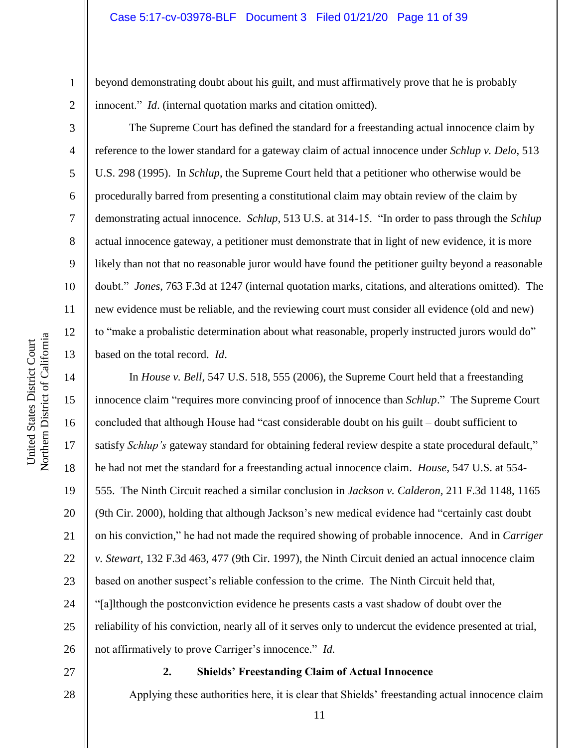beyond demonstrating doubt about his guilt, and must affirmatively prove that he is probably innocent." *Id*. (internal quotation marks and citation omitted).

The Supreme Court has defined the standard for a freestanding actual innocence claim by reference to the lower standard for a gateway claim of actual innocence under *Schlup v. Delo*, 513 U.S. 298 (1995). In *Schlup*, the Supreme Court held that a petitioner who otherwise would be procedurally barred from presenting a constitutional claim may obtain review of the claim by demonstrating actual innocence. *Schlup*, 513 U.S. at 314-15. "In order to pass through the *Schlup* actual innocence gateway, a petitioner must demonstrate that in light of new evidence, it is more likely than not that no reasonable juror would have found the petitioner guilty beyond a reasonable doubt." *Jones*, 763 F.3d at 1247 (internal quotation marks, citations, and alterations omitted). The new evidence must be reliable, and the reviewing court must consider all evidence (old and new) to "make a probalistic determination about what reasonable, properly instructed jurors would do" based on the total record. *Id*.

In *House v. Bell*, 547 U.S. 518, 555 (2006), the Supreme Court held that a freestanding innocence claim "requires more convincing proof of innocence than *Schlup*." The Supreme Court concluded that although House had "cast considerable doubt on his guilt – doubt sufficient to satisfy *Schlup's* gateway standard for obtaining federal review despite a state procedural default," he had not met the standard for a freestanding actual innocence claim. *House*, 547 U.S. at 554-555. The Ninth Circuit reached a similar conclusion in *Jackson v. Calderon*, 211 F.3d 1148, 1165 (9th Cir. 2000), holding that although Jackson's new medical evidence had "certainly cast doubt on his conviction," he had not made the required showing of probable innocence. And in *Carriger v. Stewart*, 132 F.3d 463, 477 (9th Cir. 1997), the Ninth Circuit denied an actual innocence claim based on another suspect's reliable confession to the crime. The Ninth Circuit held that, "[a]lthough the postconviction evidence he presents casts a vast shadow of doubt over the reliability of his conviction, nearly all of it serves only to undercut the evidence presented at trial, not affirmatively to prove Carriger's innocence." *Id.*

### 2. Shields' Freestanding Claim of Actual Innocence

Applying these authorities here, it is clear that Shields' freestanding actual innocence claim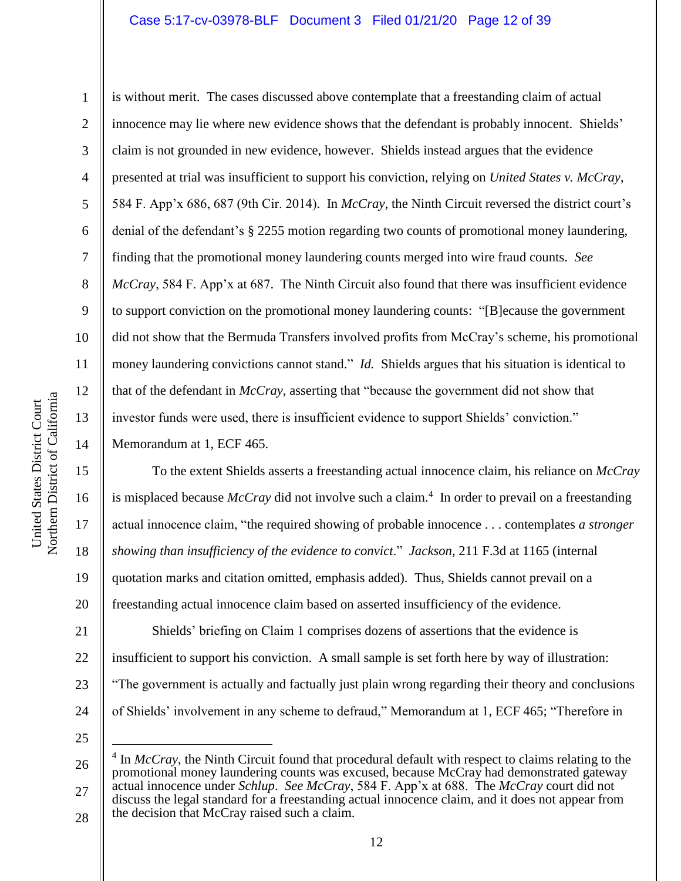is without merit. The cases discussed above contemplate that a freestanding claim of actual innocence may lie where new evidence shows that the defendant is probably innocent. Shields' claim is not grounded in new evidence, however. Shields instead argues that the evidence presented at trial was insufficient to support his conviction, relying on *United States v. McCray*, 584 F. App'x 686, 687 (9th Cir. 2014). In *McCray*, the Ninth Circuit reversed the district court's denial of the defendant's § 2255 motion regarding two counts of promotional money laundering, finding that the promotional money laundering counts merged into wire fraud counts. *See McCray*, 584 F. App'x at 687. The Ninth Circuit also found that there was insufficient evidence to support conviction on the promotional money laundering counts: "[B]ecause the government did not show that the Bermuda Transfers involved profits from McCray's scheme, his promotional money laundering convictions cannot stand." *Id.* Shields argues that his situation is identical to that of the defendant in *McCray*, asserting that "because the government did not show that investor funds were used, there is insufficient evidence to support Shields' conviction." Memorandum at 1, ECF 465.

To the extent Shields asserts a freestanding actual innocence claim, his reliance on *McCray* is misplaced because *McCray* did not involve such a claim.[4] In order to prevail on a freestanding actual innocence claim, "the required showing of probable innocence . . . contemplates *a stronger showing than insufficiency of the evidence to convict*." *Jackson*, 211 F.3d at 1165 (internal quotation marks and citation omitted, emphasis added). Thus, Shields cannot prevail on a freestanding actual innocence claim based on asserted insufficiency of the evidence.

Shields' briefing on Claim 1 comprises dozens of assertions that the evidence is insufficient to support his conviction. A small sample is set forth here by way of illustration: "The government is actually and factually just plain wrong regarding their theory and conclusions of Shields' involvement in any scheme to defraud," Memorandum at 1, ECF 465; "Therefore in

[4] In *McCray*, the Ninth Circuit found that procedural default with respect to claims relating to the promotional money laundering counts was excused, because McCray had demonstrated gateway actual innocence under *Schlup*. *See McCray*, 584 F. App'x at 688. The *McCray* court did not discuss the legal standard for a freestanding actual innocence claim, and it does not appear from the decision that McCray raised such a claim.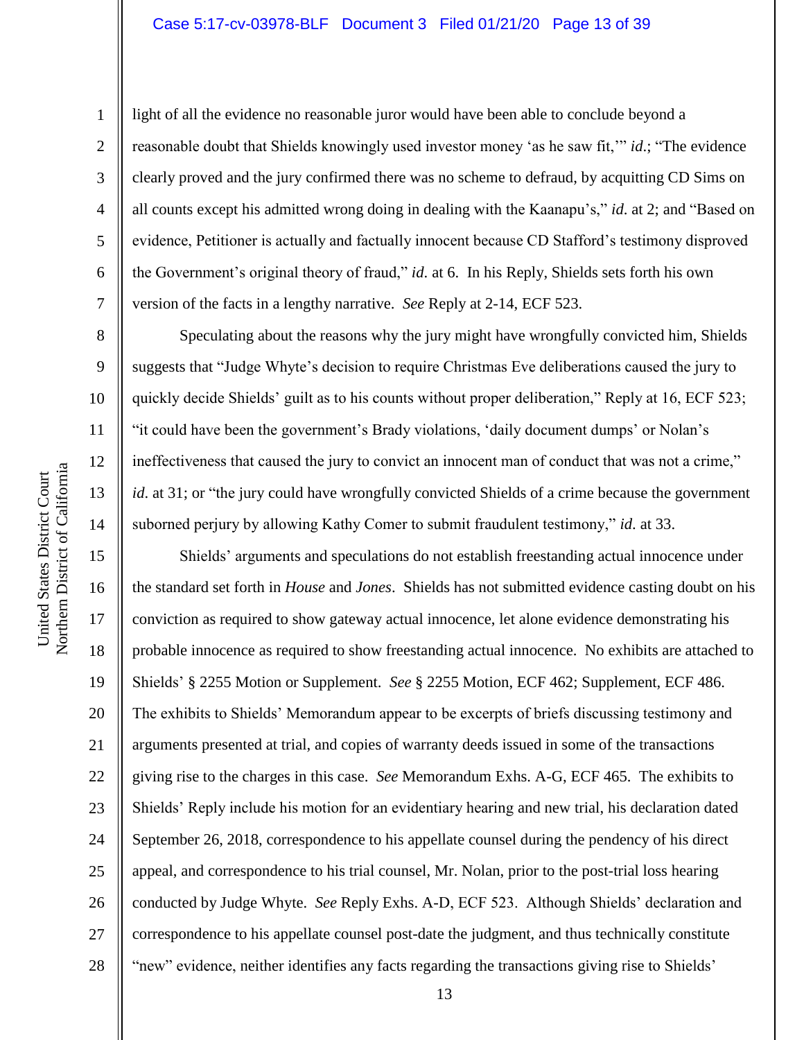light of all the evidence no reasonable juror would have been able to conclude beyond a reasonable doubt that Shields knowingly used investor money 'as he saw fit,'" *id.*; "The evidence clearly proved and the jury confirmed there was no scheme to defraud, by acquitting CD Sims on all counts except his admitted wrong doing in dealing with the Kaanapu's," *id.* at 2; and "Based on evidence, Petitioner is actually and factually innocent because CD Stafford's testimony disproved the Government's original theory of fraud," *id.* at 6. In his Reply, Shields sets forth his own version of the facts in a lengthy narrative. *See* Reply at 2-14, ECF 523.

Speculating about the reasons why the jury might have wrongfully convicted him, Shields suggests that "Judge Whyte's decision to require Christmas Eve deliberations caused the jury to quickly decide Shields' guilt as to his counts without proper deliberation," Reply at 16, ECF 523; "it could have been the government's Brady violations, 'daily document dumps' or Nolan's ineffectiveness that caused the jury to convict an innocent man of conduct that was not a crime," *id.* at 31; or "the jury could have wrongfully convicted Shields of a crime because the government suborned perjury by allowing Kathy Comer to submit fraudulent testimony," *id.* at 33.

Shields' arguments and speculations do not establish freestanding actual innocence under the standard set forth in *House* and *Jones*. Shields has not submitted evidence casting doubt on his conviction as required to show gateway actual innocence, let alone evidence demonstrating his probable innocence as required to show freestanding actual innocence. No exhibits are attached to Shields' § 2255 Motion or Supplement. *See* § 2255 Motion, ECF 462; Supplement, ECF 486. The exhibits to Shields' Memorandum appear to be excerpts of briefs discussing testimony and arguments presented at trial, and copies of warranty deeds issued in some of the transactions giving rise to the charges in this case. *See* Memorandum Exhs. A-G, ECF 465. The exhibits to Shields' Reply include his motion for an evidentiary hearing and new trial, his declaration dated September 26, 2018, correspondence to his appellate counsel during the pendency of his direct appeal, and correspondence to his trial counsel, Mr. Nolan, prior to the post-trial loss hearing conducted by Judge Whyte. *See* Reply Exhs. A-D, ECF 523. Although Shields' declaration and correspondence to his appellate counsel post-date the judgment, and thus technically constitute "new" evidence, neither identifies any facts regarding the transactions giving rise to Shields'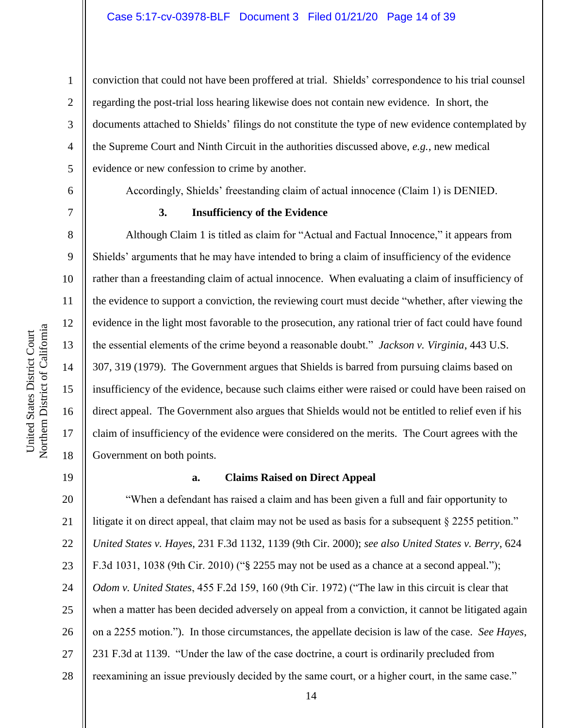conviction that could not have been proffered at trial. Shields' correspondence to his trial counsel regarding the post-trial loss hearing likewise does not contain new evidence. In short, the documents attached to Shields' filings do not constitute the type of new evidence contemplated by the Supreme Court and Ninth Circuit in the authorities discussed above, *e.g.*, new medical evidence or new confession to crime by another.

Accordingly, Shields' freestanding claim of actual innocence (Claim 1) is DENIED.

### 3. Insufficiency of the Evidence

Although Claim 1 is titled as claim for "Actual and Factual Innocence," it appears from Shields' arguments that he may have intended to bring a claim of insufficiency of the evidence rather than a freestanding claim of actual innocence. When evaluating a claim of insufficiency of the evidence to support a conviction, the reviewing court must decide "whether, after viewing the evidence in the light most favorable to the prosecution, any rational trier of fact could have found the essential elements of the crime beyond a reasonable doubt." *Jackson v. Virginia*, 443 U.S. 307, 319 (1979). The Government argues that Shields is barred from pursuing claims based on insufficiency of the evidence, because such claims either were raised or could have been raised on direct appeal. The Government also argues that Shields would not be entitled to relief even if his claim of insufficiency of the evidence were considered on the merits. The Court agrees with the Government on both points.

#### a. Claims Raised on Direct Appeal

"When a defendant has raised a claim and has been given a full and fair opportunity to litigate it on direct appeal, that claim may not be used as basis for a subsequent § 2255 petition." *United States v. Hayes*, 231 F.3d 1132, 1139 (9th Cir. 2000); *see also United States v. Berry*, 624 F.3d 1031, 1038 (9th Cir. 2010) ("§ 2255 may not be used as a chance at a second appeal."); *Odom v. United States*, 455 F.2d 159, 160 (9th Cir. 1972) ("The law in this circuit is clear that when a matter has been decided adversely on appeal from a conviction, it cannot be litigated again on a 2255 motion."). In those circumstances, the appellate decision is law of the case. *See Hayes*, 231 F.3d at 1139. "Under the law of the case doctrine, a court is ordinarily precluded from reexamining an issue previously decided by the same court, or a higher court, in the same case."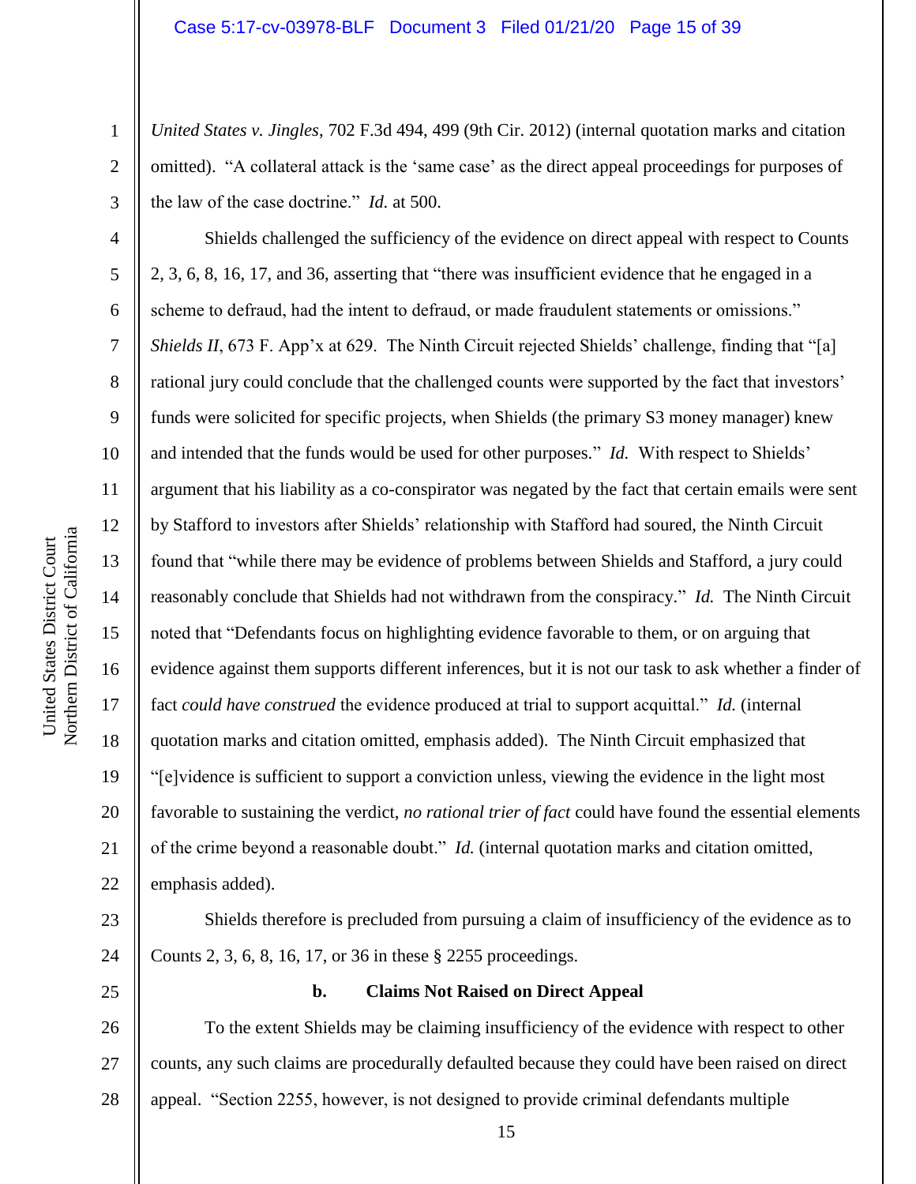*United States v. Jingles*, 702 F.3d 494, 499 (9th Cir. 2012) (internal quotation marks and citation omitted). "A collateral attack is the 'same case' as the direct appeal proceedings for purposes of the law of the case doctrine." *Id.* at 500.

Shields challenged the sufficiency of the evidence on direct appeal with respect to Counts 2, 3, 6, 8, 16, 17, and 36, asserting that "there was insufficient evidence that he engaged in a scheme to defraud, had the intent to defraud, or made fraudulent statements or omissions." *Shields II*, 673 F. App'x at 629. The Ninth Circuit rejected Shields' challenge, finding that "[a] rational jury could conclude that the challenged counts were supported by the fact that investors' funds were solicited for specific projects, when Shields (the primary S3 money manager) knew and intended that the funds would be used for other purposes." *Id.* With respect to Shields' argument that his liability as a co-conspirator was negated by the fact that certain emails were sent by Stafford to investors after Shields' relationship with Stafford had soured, the Ninth Circuit found that "while there may be evidence of problems between Shields and Stafford, a jury could reasonably conclude that Shields had not withdrawn from the conspiracy." *Id.* The Ninth Circuit noted that "Defendants focus on highlighting evidence favorable to them, or on arguing that evidence against them supports different inferences, but it is not our task to ask whether a finder of fact *could have construed* the evidence produced at trial to support acquittal." *Id.* (internal quotation marks and citation omitted, emphasis added). The Ninth Circuit emphasized that "[e]vidence is sufficient to support a conviction unless, viewing the evidence in the light most favorable to sustaining the verdict, *no rational trier of fact* could have found the essential elements of the crime beyond a reasonable doubt." *Id.* (internal quotation marks and citation omitted, emphasis added).

Shields therefore is precluded from pursuing a claim of insufficiency of the evidence as to Counts 2, 3, 6, 8, 16, 17, or 36 in these § 2255 proceedings.

**b. Claims Not Raised on Direct Appeal**

To the extent Shields may be claiming insufficiency of the evidence with respect to other counts, any such claims are procedurally defaulted because they could have been raised on direct appeal. "Section 2255, however, is not designed to provide criminal defendants multiple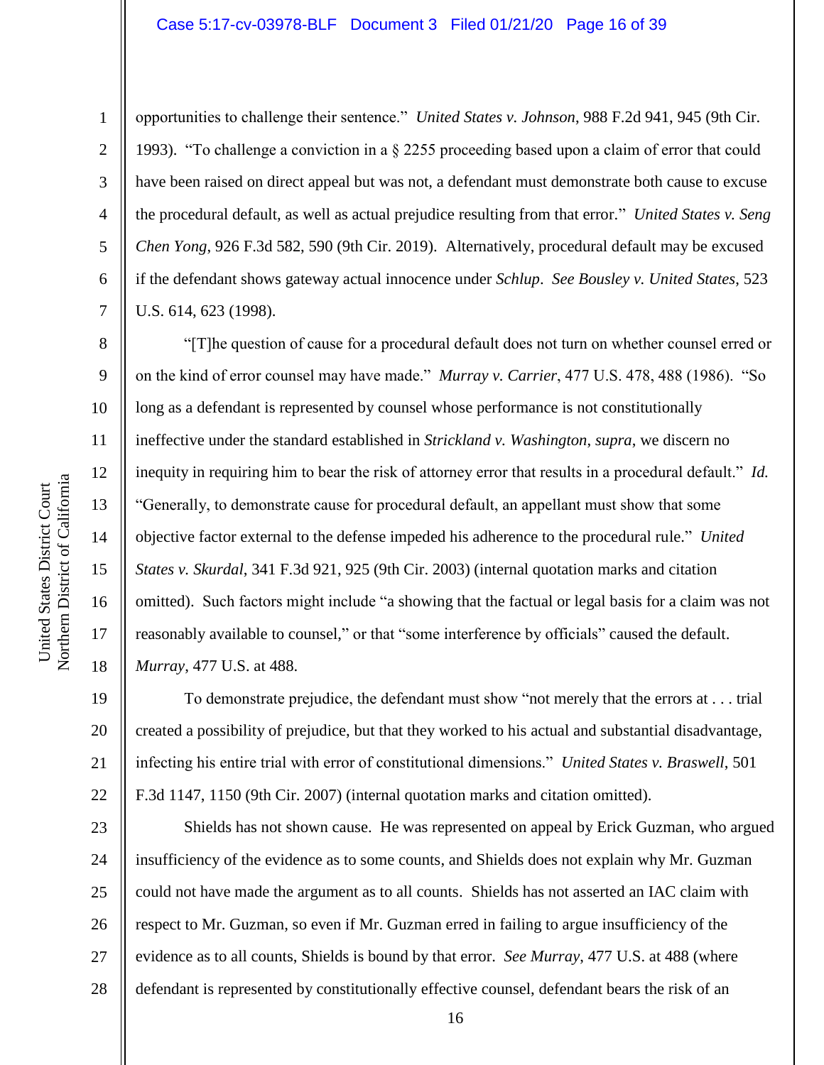opportunities to challenge their sentence." *United States v. Johnson*, 988 F.2d 941, 945 (9th Cir. 1993). "To challenge a conviction in a § 2255 proceeding based upon a claim of error that could have been raised on direct appeal but was not, a defendant must demonstrate both cause to excuse the procedural default, as well as actual prejudice resulting from that error." *United States v. Seng Chen Yong*, 926 F.3d 582, 590 (9th Cir. 2019). Alternatively, procedural default may be excused if the defendant shows gateway actual innocence under *Schlup*. *See Bousley v. United States*, 523 U.S. 614, 623 (1998).

"[T]he question of cause for a procedural default does not turn on whether counsel erred or on the kind of error counsel may have made." *Murray v. Carrier*, 477 U.S. 478, 488 (1986). "So long as a defendant is represented by counsel whose performance is not constitutionally ineffective under the standard established in *Strickland v. Washington*, *supra*, we discern no inequity in requiring him to bear the risk of attorney error that results in a procedural default." *Id.* "Generally, to demonstrate cause for procedural default, an appellant must show that some objective factor external to the defense impeded his adherence to the procedural rule." *United States v. Skurdal*, 341 F.3d 921, 925 (9th Cir. 2003) (internal quotation marks and citation omitted). Such factors might include "a showing that the factual or legal basis for a claim was not reasonably available to counsel," or that "some interference by officials" caused the default. *Murray*, 477 U.S. at 488.

To demonstrate prejudice, the defendant must show "not merely that the errors at . . . trial created a possibility of prejudice, but that they worked to his actual and substantial disadvantage, infecting his entire trial with error of constitutional dimensions." *United States v. Braswell*, 501 F.3d 1147, 1150 (9th Cir. 2007) (internal quotation marks and citation omitted).

Shields has not shown cause. He was represented on appeal by Erick Guzman, who argued insufficiency of the evidence as to some counts, and Shields does not explain why Mr. Guzman could not have made the argument as to all counts. Shields has not asserted an IAC claim with respect to Mr. Guzman, so even if Mr. Guzman erred in failing to argue insufficiency of the evidence as to all counts, Shields is bound by that error. *See Murray*, 477 U.S. at 488 (where defendant is represented by constitutionally effective counsel, defendant bears the risk of an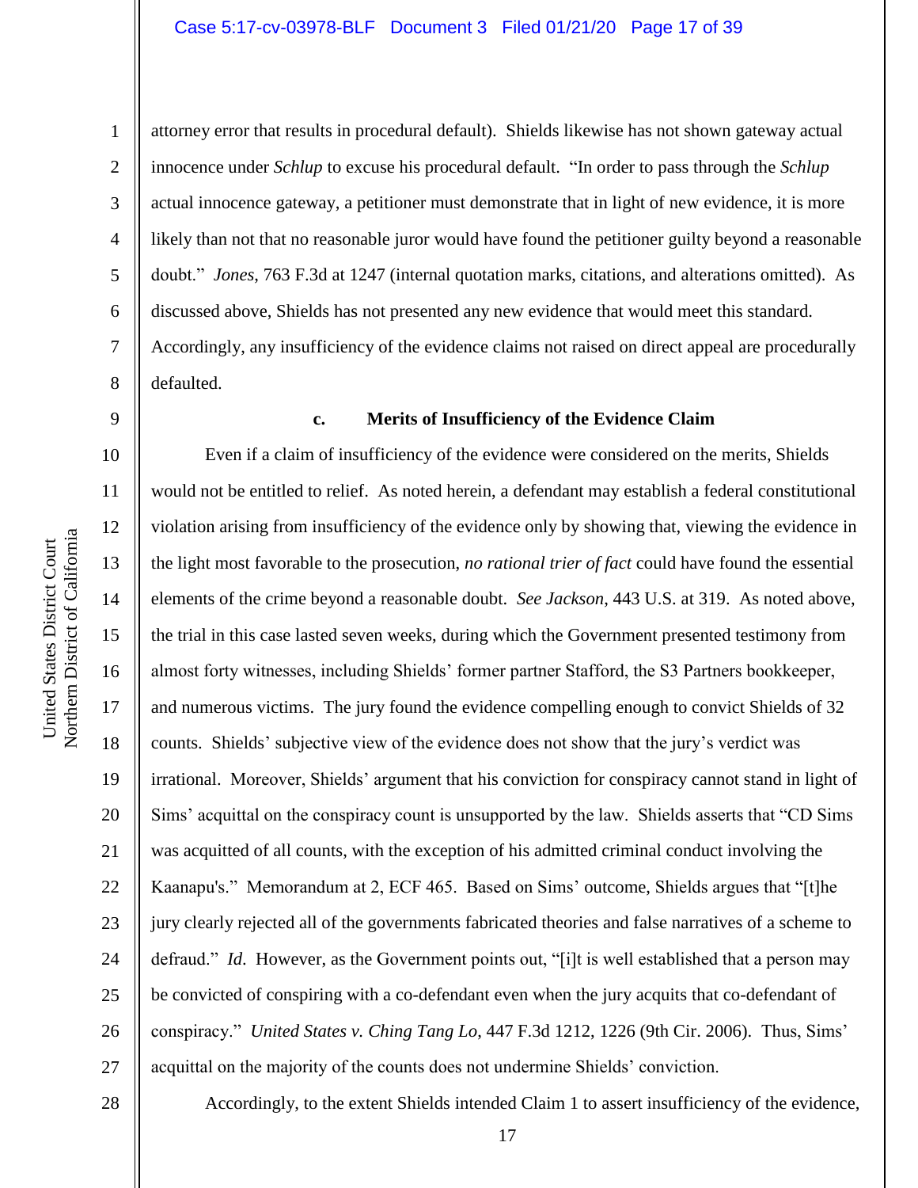attorney error that results in procedural default). Shields likewise has not shown gateway actual innocence under *Schlup* to excuse his procedural default. "In order to pass through the *Schlup* actual innocence gateway, a petitioner must demonstrate that in light of new evidence, it is more likely than not that no reasonable juror would have found the petitioner guilty beyond a reasonable doubt." *Jones*, 763 F.3d at 1247 (internal quotation marks, citations, and alterations omitted). As discussed above, Shields has not presented any new evidence that would meet this standard. Accordingly, any insufficiency of the evidence claims not raised on direct appeal are procedurally defaulted.

**c. Merits of Insufficiency of the Evidence Claim**

Even if a claim of insufficiency of the evidence were considered on the merits, Shields would not be entitled to relief. As noted herein, a defendant may establish a federal constitutional violation arising from insufficiency of the evidence only by showing that, viewing the evidence in the light most favorable to the prosecution, *no rational trier of fact* could have found the essential elements of the crime beyond a reasonable doubt. *See Jackson*, 443 U.S. at 319. As noted above, the trial in this case lasted seven weeks, during which the Government presented testimony from almost forty witnesses, including Shields' former partner Stafford, the S3 Partners bookkeeper, and numerous victims. The jury found the evidence compelling enough to convict Shields of 32 counts. Shields' subjective view of the evidence does not show that the jury's verdict was irrational. Moreover, Shields' argument that his conviction for conspiracy cannot stand in light of Sims' acquittal on the conspiracy count is unsupported by the law. Shields asserts that "CD Sims was acquitted of all counts, with the exception of his admitted criminal conduct involving the Kaanapu's." Memorandum at 2, ECF 465. Based on Sims' outcome, Shields argues that "[t]he jury clearly rejected all of the governments fabricated theories and false narratives of a scheme to defraud." *Id*. However, as the Government points out, "[i]t is well established that a person may be convicted of conspiring with a co-defendant even when the jury acquits that co-defendant of conspiracy." *United States v. Ching Tang Lo*, 447 F.3d 1212, 1226 (9th Cir. 2006). Thus, Sims' acquittal on the majority of the counts does not undermine Shields' conviction.

Accordingly, to the extent Shields intended Claim 1 to assert insufficiency of the evidence,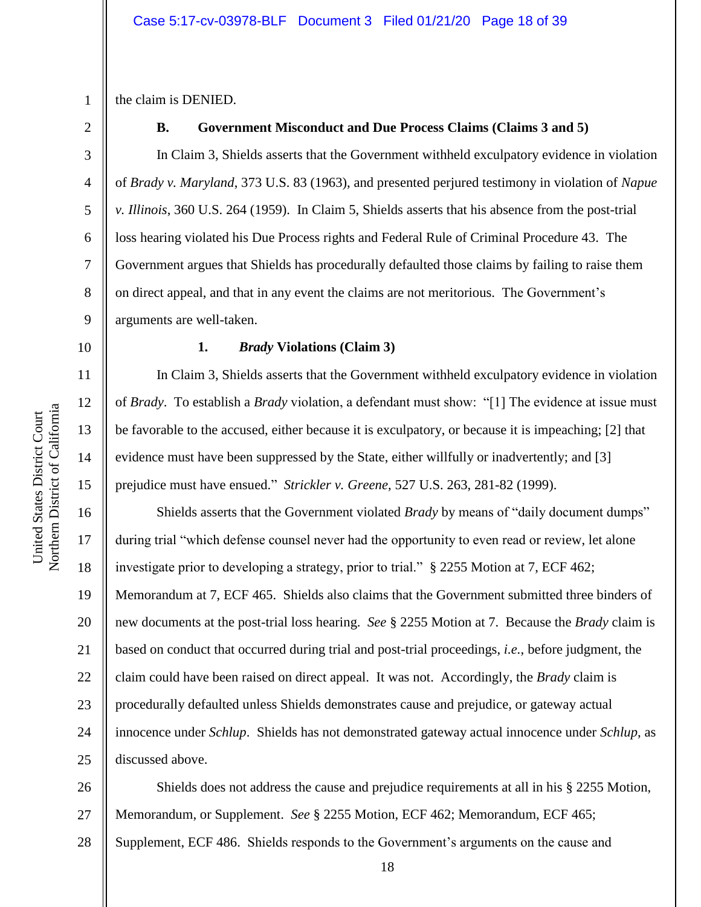the claim is DENIED.

### B. Government Misconduct and Due Process Claims (Claims 3 and 5)

In Claim 3, Shields asserts that the Government withheld exculpatory evidence in violation of *Brady v. Maryland*, 373 U.S. 83 (1963), and presented perjured testimony in violation of *Napue v. Illinois*, 360 U.S. 264 (1959). In Claim 5, Shields asserts that his absence from the post-trial loss hearing violated his Due Process rights and Federal Rule of Criminal Procedure 43. The Government argues that Shields has procedurally defaulted those claims by failing to raise them on direct appeal, and that in any event the claims are not meritorious. The Government's arguments are well-taken.

#### 1. *Brady* Violations (Claim 3)

In Claim 3, Shields asserts that the Government withheld exculpatory evidence in violation of *Brady*. To establish a *Brady* violation, a defendant must show: "[1] The evidence at issue must be favorable to the accused, either because it is exculpatory, or because it is impeaching; [2] that evidence must have been suppressed by the State, either willfully or inadvertently; and [3] prejudice must have ensued." *Strickler v. Greene*, 527 U.S. 263, 281-82 (1999).

Shields asserts that the Government violated *Brady* by means of "daily document dumps" during trial "which defense counsel never had the opportunity to even read or review, let alone investigate prior to developing a strategy, prior to trial." § 2255 Motion at 7, ECF 462; Memorandum at 7, ECF 465. Shields also claims that the Government submitted three binders of new documents at the post-trial loss hearing. *See* § 2255 Motion at 7. Because the *Brady* claim is based on conduct that occurred during trial and post-trial proceedings, *i.e.*, before judgment, the claim could have been raised on direct appeal. It was not. Accordingly, the *Brady* claim is procedurally defaulted unless Shields demonstrates cause and prejudice, or gateway actual innocence under *Schlup*. Shields has not demonstrated gateway actual innocence under *Schlup*, as discussed above.

Shields does not address the cause and prejudice requirements at all in his § 2255 Motion, Memorandum, or Supplement. *See* § 2255 Motion, ECF 462; Memorandum, ECF 465; Supplement, ECF 486. Shields responds to the Government's arguments on the cause and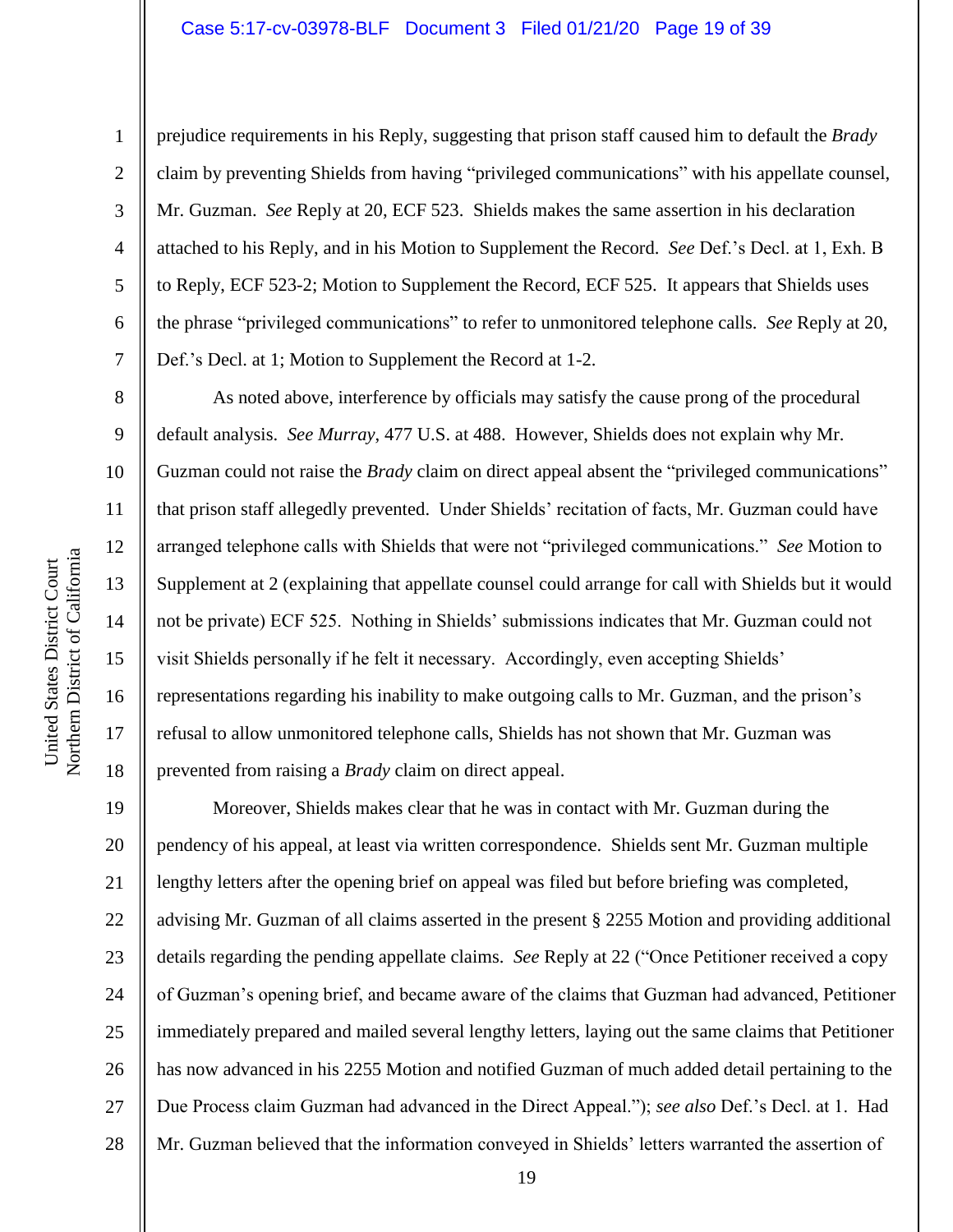prejudice requirements in his Reply, suggesting that prison staff caused him to default the *Brady* claim by preventing Shields from having "privileged communications" with his appellate counsel, Mr. Guzman. *See* Reply at 20, ECF 523. Shields makes the same assertion in his declaration attached to his Reply, and in his Motion to Supplement the Record. *See* Def.'s Decl. at 1, Exh. B to Reply, ECF 523-2; Motion to Supplement the Record, ECF 525. It appears that Shields uses the phrase "privileged communications" to refer to unmonitored telephone calls. *See* Reply at 20, Def.'s Decl. at 1; Motion to Supplement the Record at 1-2.

As noted above, interference by officials may satisfy the cause prong of the procedural default analysis. *See Murray*, 477 U.S. at 488. However, Shields does not explain why Mr. Guzman could not raise the *Brady* claim on direct appeal absent the "privileged communications" that prison staff allegedly prevented. Under Shields' recitation of facts, Mr. Guzman could have arranged telephone calls with Shields that were not "privileged communications." *See* Motion to Supplement at 2 (explaining that appellate counsel could arrange for call with Shields but it would not be private) ECF 525. Nothing in Shields' submissions indicates that Mr. Guzman could not visit Shields personally if he felt it necessary. Accordingly, even accepting Shields' representations regarding his inability to make outgoing calls to Mr. Guzman, and the prison's refusal to allow unmonitored telephone calls, Shields has not shown that Mr. Guzman was prevented from raising a *Brady* claim on direct appeal.

Moreover, Shields makes clear that he was in contact with Mr. Guzman during the pendency of his appeal, at least via written correspondence. Shields sent Mr. Guzman multiple lengthy letters after the opening brief on appeal was filed but before briefing was completed, advising Mr. Guzman of all claims asserted in the present § 2255 Motion and providing additional details regarding the pending appellate claims. *See* Reply at 22 ("Once Petitioner received a copy of Guzman's opening brief, and became aware of the claims that Guzman had advanced, Petitioner immediately prepared and mailed several lengthy letters, laying out the same claims that Petitioner has now advanced in his 2255 Motion and notified Guzman of much added detail pertaining to the Due Process claim Guzman had advanced in the Direct Appeal."); *see also* Def.'s Decl. at 1. Had Mr. Guzman believed that the information conveyed in Shields' letters warranted the assertion of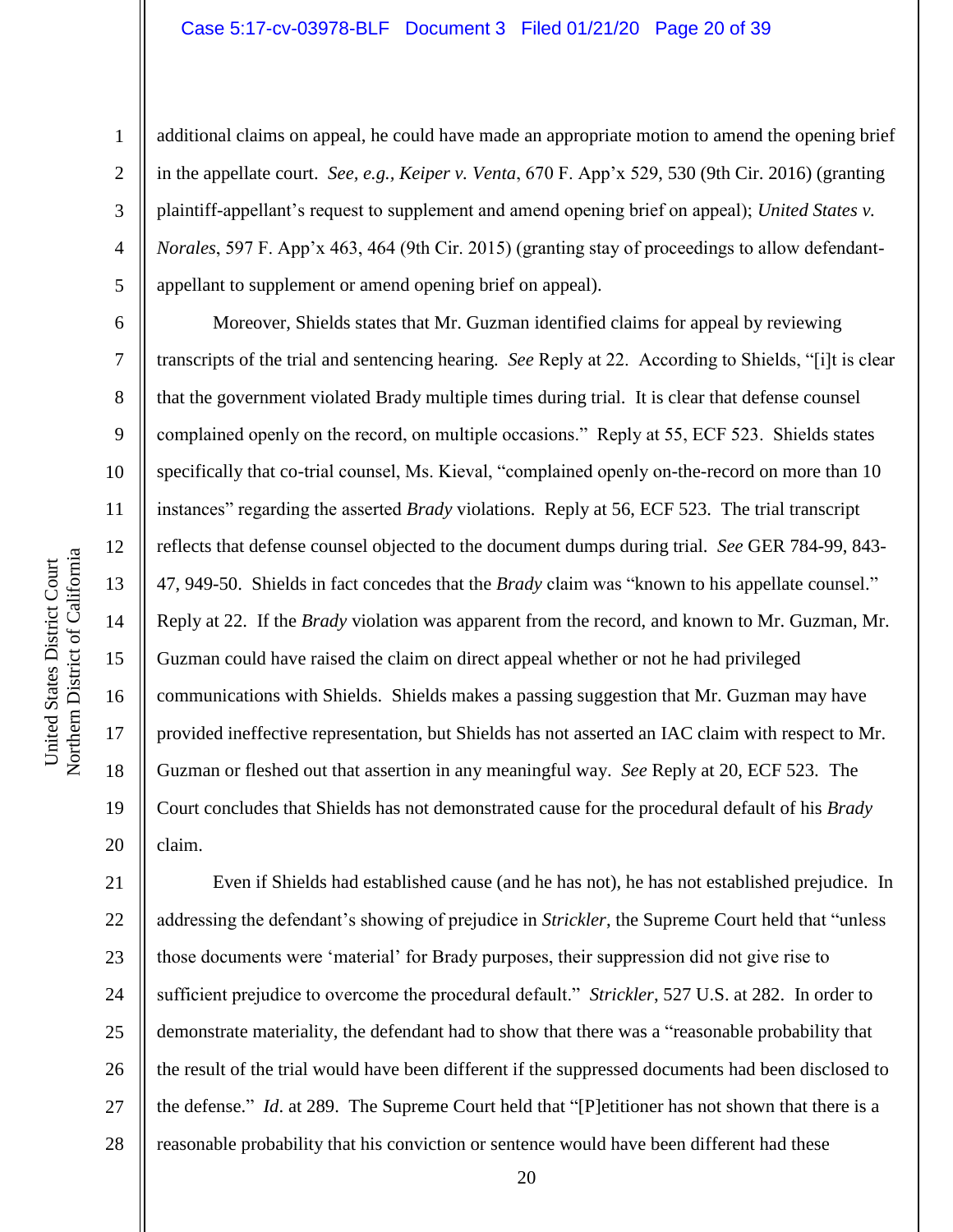additional claims on appeal, he could have made an appropriate motion to amend the opening brief in the appellate court. *See, e.g.*, *Keiper v. Venta*, 670 F. App'x 529, 530 (9th Cir. 2016) (granting plaintiff-appellant's request to supplement and amend opening brief on appeal); *United States v. Norales*, 597 F. App'x 463, 464 (9th Cir. 2015) (granting stay of proceedings to allow defendant-appellant to supplement or amend opening brief on appeal).

Moreover, Shields states that Mr. Guzman identified claims for appeal by reviewing transcripts of the trial and sentencing hearing. *See* Reply at 22. According to Shields, "[i]t is clear that the government violated Brady multiple times during trial. It is clear that defense counsel complained openly on the record, on multiple occasions." Reply at 55, ECF 523. Shields states specifically that co-trial counsel, Ms. Kieval, "complained openly on-the-record on more than 10 instances" regarding the asserted *Brady* violations. Reply at 56, ECF 523. The trial transcript reflects that defense counsel objected to the document dumps during trial. *See* GER 784-99, 843-47, 949-50. Shields in fact concedes that the *Brady* claim was "known to his appellate counsel." Reply at 22. If the *Brady* violation was apparent from the record, and known to Mr. Guzman, Mr. Guzman could have raised the claim on direct appeal whether or not he had privileged communications with Shields. Shields makes a passing suggestion that Mr. Guzman may have provided ineffective representation, but Shields has not asserted an IAC claim with respect to Mr. Guzman or fleshed out that assertion in any meaningful way. *See* Reply at 20, ECF 523. The Court concludes that Shields has not demonstrated cause for the procedural default of his *Brady* claim.

Even if Shields had established cause (and he has not), he has not established prejudice. In addressing the defendant's showing of prejudice in *Strickler*, the Supreme Court held that "unless those documents were 'material' for Brady purposes, their suppression did not give rise to sufficient prejudice to overcome the procedural default." *Strickler*, 527 U.S. at 282. In order to demonstrate materiality, the defendant had to show that there was a "reasonable probability that the result of the trial would have been different if the suppressed documents had been disclosed to the defense." *Id*. at 289. The Supreme Court held that "[P]etitioner has not shown that there is a reasonable probability that his conviction or sentence would have been different had these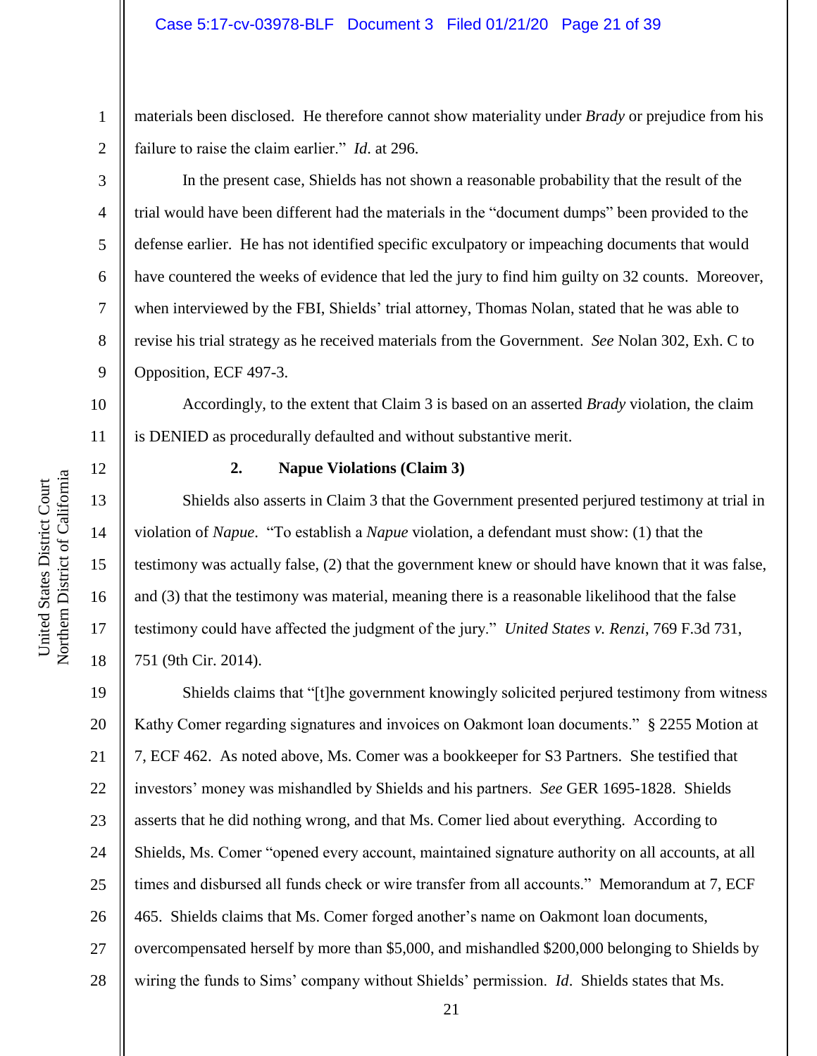materials been disclosed. He therefore cannot show materiality under *Brady* or prejudice from his failure to raise the claim earlier." *Id.* at 296.

In the present case, Shields has not shown a reasonable probability that the result of the trial would have been different had the materials in the "document dumps" been provided to the defense earlier. He has not identified specific exculpatory or impeaching documents that would have countered the weeks of evidence that led the jury to find him guilty on 32 counts. Moreover, when interviewed by the FBI, Shields' trial attorney, Thomas Nolan, stated that he was able to revise his trial strategy as he received materials from the Government. *See* Nolan 302, Exh. C to Opposition, ECF 497-3.

Accordingly, to the extent that Claim 3 is based on an asserted *Brady* violation, the claim is DENIED as procedurally defaulted and without substantive merit.

**2. Napue Violations (Claim 3)**

Shields also asserts in Claim 3 that the Government presented perjured testimony at trial in violation of *Napue*. "To establish a *Napue* violation, a defendant must show: (1) that the testimony was actually false, (2) that the government knew or should have known that it was false, and (3) that the testimony was material, meaning there is a reasonable likelihood that the false testimony could have affected the judgment of the jury." *United States v. Renzi*, 769 F.3d 731, 751 (9th Cir. 2014).

Shields claims that "[t]he government knowingly solicited perjured testimony from witness Kathy Comer regarding signatures and invoices on Oakmont loan documents." § 2255 Motion at 7, ECF 462. As noted above, Ms. Comer was a bookkeeper for S3 Partners. She testified that investors' money was mishandled by Shields and his partners. *See* GER 1695-1828. Shields asserts that he did nothing wrong, and that Ms. Comer lied about everything. According to Shields, Ms. Comer "opened every account, maintained signature authority on all accounts, at all times and disbursed all funds check or wire transfer from all accounts." Memorandum at 7, ECF 465. Shields claims that Ms. Comer forged another's name on Oakmont loan documents, overcompensated herself by more than $5,000, and mishandled $200,000 belonging to Shields by wiring the funds to Sims' company without Shields' permission. *Id*. Shields states that Ms.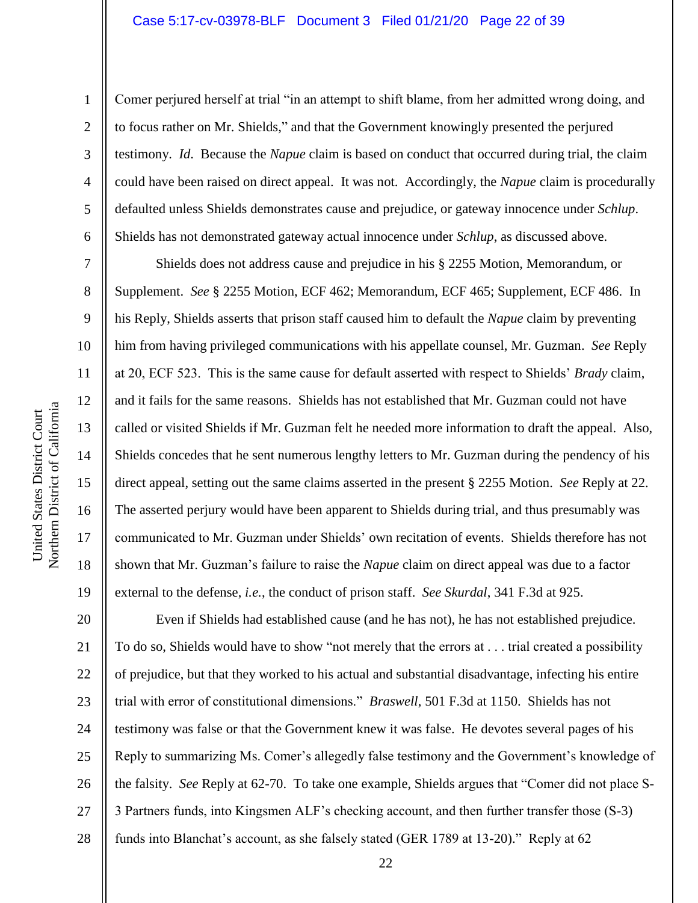Comer perjured herself at trial "in an attempt to shift blame, from her admitted wrong doing, and to focus rather on Mr. Shields," and that the Government knowingly presented the perjured testimony. *Id.* Because the *Napue* claim is based on conduct that occurred during trial, the claim could have been raised on direct appeal. It was not. Accordingly, the *Napue* claim is procedurally defaulted unless Shields demonstrates cause and prejudice, or gateway innocence under *Schlup*. Shields has not demonstrated gateway actual innocence under *Schlup*, as discussed above.

Shields does not address cause and prejudice in his § 2255 Motion, Memorandum, or Supplement. *See* § 2255 Motion, ECF 462; Memorandum, ECF 465; Supplement, ECF 486. In his Reply, Shields asserts that prison staff caused him to default the *Napue* claim by preventing him from having privileged communications with his appellate counsel, Mr. Guzman. *See* Reply at 20, ECF 523. This is the same cause for default asserted with respect to Shields' *Brady* claim, and it fails for the same reasons. Shields has not established that Mr. Guzman could not have called or visited Shields if Mr. Guzman felt he needed more information to draft the appeal. Also, Shields concedes that he sent numerous lengthy letters to Mr. Guzman during the pendency of his direct appeal, setting out the same claims asserted in the present § 2255 Motion. *See* Reply at 22. The asserted perjury would have been apparent to Shields during trial, and thus presumably was communicated to Mr. Guzman under Shields' own recitation of events. Shields therefore has not shown that Mr. Guzman's failure to raise the *Napue* claim on direct appeal was due to a factor external to the defense, *i.e.*, the conduct of prison staff. *See Skurdal*, 341 F.3d at 925.

Even if Shields had established cause (and he has not), he has not established prejudice. To do so, Shields would have to show "not merely that the errors at . . . trial created a possibility of prejudice, but that they worked to his actual and substantial disadvantage, infecting his entire trial with error of constitutional dimensions." *Braswell*, 501 F.3d at 1150. Shields has not testimony was false or that the Government knew it was false. He devotes several pages of his Reply to summarizing Ms. Comer's allegedly false testimony and the Government's knowledge of the falsity. *See* Reply at 62-70. To take one example, Shields argues that "Comer did not place S-3 Partners funds, into Kingsmen ALF's checking account, and then further transfer those (S-3) funds into Blanchat's account, as she falsely stated (GER 1789 at 13-20)." Reply at 62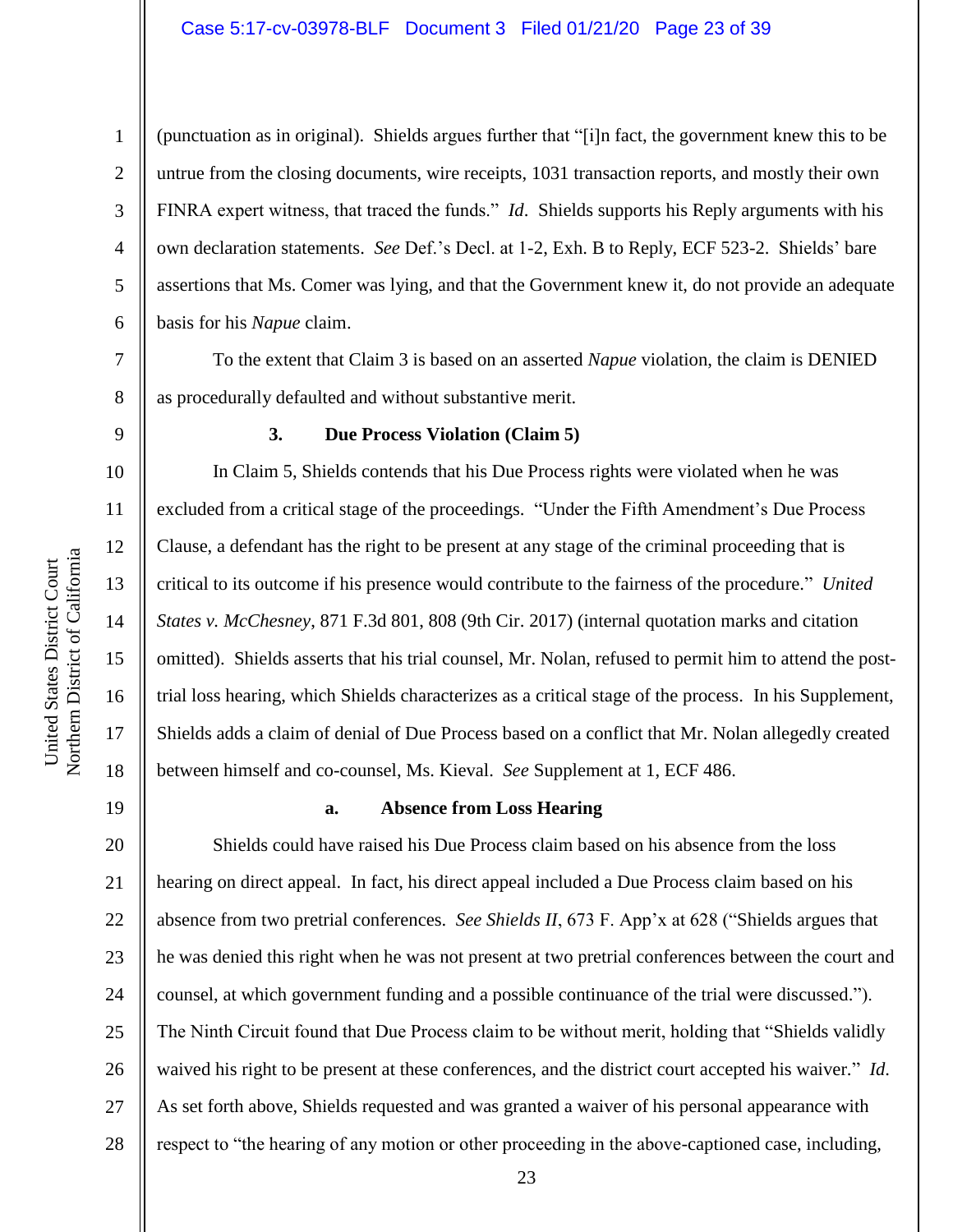(punctuation as in original). Shields argues further that "[i]n fact, the government knew this to be untrue from the closing documents, wire receipts, 1031 transaction reports, and mostly their own FINRA expert witness, that traced the funds." *Id*. Shields supports his Reply arguments with his own declaration statements. *See* Def.'s Decl. at 1-2, Exh. B to Reply, ECF 523-2. Shields' bare assertions that Ms. Comer was lying, and that the Government knew it, do not provide an adequate basis for his *Napue* claim.

To the extent that Claim 3 is based on an asserted *Napue* violation, the claim is DENIED as procedurally defaulted and without substantive merit.

### 3. Due Process Violation (Claim 5)

In Claim 5, Shields contends that his Due Process rights were violated when he was excluded from a critical stage of the proceedings. "Under the Fifth Amendment's Due Process Clause, a defendant has the right to be present at any stage of the criminal proceeding that is critical to its outcome if his presence would contribute to the fairness of the procedure." *United States v. McChesney*, 871 F.3d 801, 808 (9th Cir. 2017) (internal quotation marks and citation omitted). Shields asserts that his trial counsel, Mr. Nolan, refused to permit him to attend the post-trial loss hearing, which Shields characterizes as a critical stage of the process. In his Supplement, Shields adds a claim of denial of Due Process based on a conflict that Mr. Nolan allegedly created between himself and co-counsel, Ms. Kieval. *See* Supplement at 1, ECF 486.

#### a. Absence from Loss Hearing

Shields could have raised his Due Process claim based on his absence from the loss hearing on direct appeal. In fact, his direct appeal included a Due Process claim based on his absence from two pretrial conferences. *See Shields II*, 673 F. App'x at 628 ("Shields argues that he was denied this right when he was not present at two pretrial conferences between the court and counsel, at which government funding and a possible continuance of the trial were discussed."). The Ninth Circuit found that Due Process claim to be without merit, holding that "Shields validly waived his right to be present at these conferences, and the district court accepted his waiver." *Id.* As set forth above, Shields requested and was granted a waiver of his personal appearance with respect to "the hearing of any motion or other proceeding in the above-captioned case, including,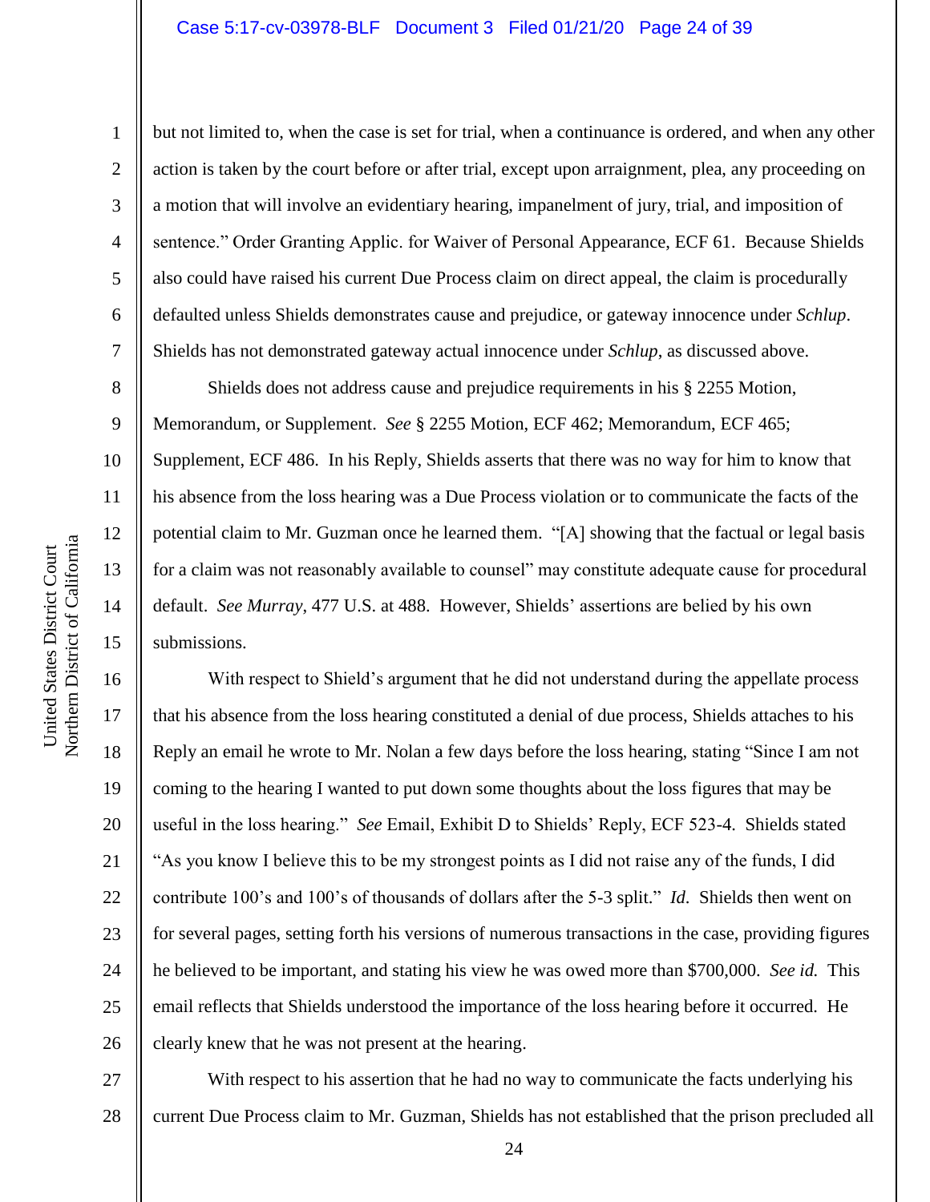but not limited to, when the case is set for trial, when a continuance is ordered, and when any other action is taken by the court before or after trial, except upon arraignment, plea, any proceeding on a motion that will involve an evidentiary hearing, impanelment of jury, trial, and imposition of sentence." Order Granting Applic. for Waiver of Personal Appearance, ECF 61. Because Shields also could have raised his current Due Process claim on direct appeal, the claim is procedurally defaulted unless Shields demonstrates cause and prejudice, or gateway innocence under *Schlup*. Shields has not demonstrated gateway actual innocence under *Schlup*, as discussed above.

Shields does not address cause and prejudice requirements in his § 2255 Motion, Memorandum, or Supplement. *See* § 2255 Motion, ECF 462; Memorandum, ECF 465; Supplement, ECF 486. In his Reply, Shields asserts that there was no way for him to know that his absence from the loss hearing was a Due Process violation or to communicate the facts of the potential claim to Mr. Guzman once he learned them. "[A] showing that the factual or legal basis for a claim was not reasonably available to counsel" may constitute adequate cause for procedural default. *See Murray*, 477 U.S. at 488. However, Shields' assertions are belied by his own submissions.

With respect to Shield's argument that he did not understand during the appellate process that his absence from the loss hearing constituted a denial of due process, Shields attaches to his Reply an email he wrote to Mr. Nolan a few days before the loss hearing, stating "Since I am not coming to the hearing I wanted to put down some thoughts about the loss figures that may be useful in the loss hearing." *See* Email, Exhibit D to Shields' Reply, ECF 523-4. Shields stated "As you know I believe this to be my strongest points as I did not raise any of the funds, I did contribute 100's and 100's of thousands of dollars after the 5-3 split." *Id.* Shields then went on for several pages, setting forth his versions of numerous transactions in the case, providing figures he believed to be important, and stating his view he was owed more than $700,000. *See id.* This email reflects that Shields understood the importance of the loss hearing before it occurred. He clearly knew that he was not present at the hearing.

With respect to his assertion that he had no way to communicate the facts underlying his current Due Process claim to Mr. Guzman, Shields has not established that the prison precluded all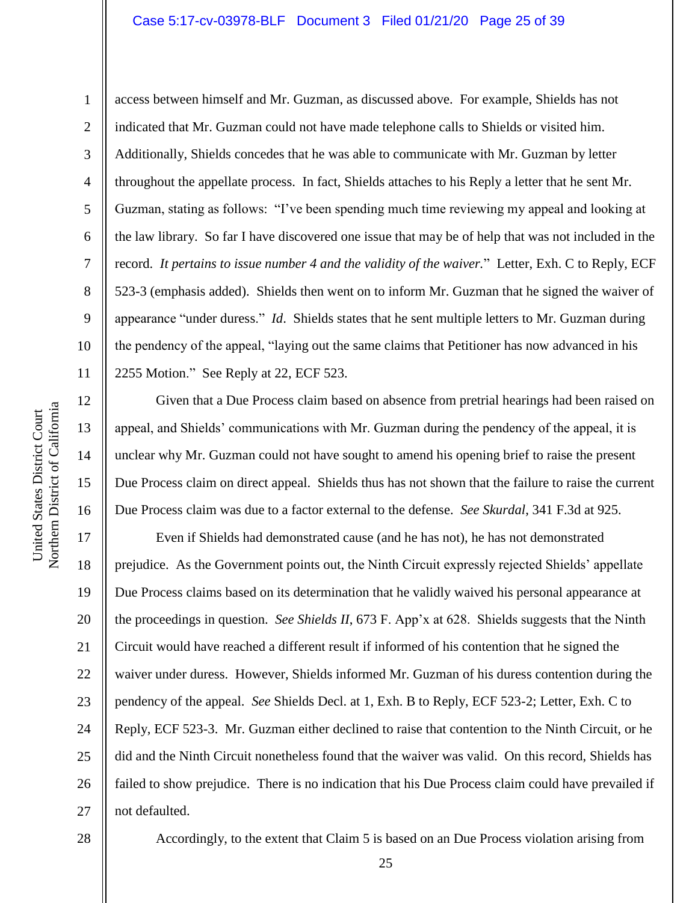access between himself and Mr. Guzman, as discussed above. For example, Shields has not indicated that Mr. Guzman could not have made telephone calls to Shields or visited him. Additionally, Shields concedes that he was able to communicate with Mr. Guzman by letter throughout the appellate process. In fact, Shields attaches to his Reply a letter that he sent Mr. Guzman, stating as follows: "I've been spending much time reviewing my appeal and looking at the law library. So far I have discovered one issue that may be of help that was not included in the record. *It pertains to issue number 4 and the validity of the waiver.*" Letter, Exh. C to Reply, ECF 523-3 (emphasis added). Shields then went on to inform Mr. Guzman that he signed the waiver of appearance "under duress." *Id*. Shields states that he sent multiple letters to Mr. Guzman during the pendency of the appeal, "laying out the same claims that Petitioner has now advanced in his 2255 Motion." See Reply at 22, ECF 523.

Given that a Due Process claim based on absence from pretrial hearings had been raised on appeal, and Shields' communications with Mr. Guzman during the pendency of the appeal, it is unclear why Mr. Guzman could not have sought to amend his opening brief to raise the present Due Process claim on direct appeal. Shields thus has not shown that the failure to raise the current Due Process claim was due to a factor external to the defense. *See Skurdal*, 341 F.3d at 925.

Even if Shields had demonstrated cause (and he has not), he has not demonstrated prejudice. As the Government points out, the Ninth Circuit expressly rejected Shields' appellate Due Process claims based on its determination that he validly waived his personal appearance at the proceedings in question. *See Shields II*, 673 F. App'x at 628. Shields suggests that the Ninth Circuit would have reached a different result if informed of his contention that he signed the waiver under duress. However, Shields informed Mr. Guzman of his duress contention during the pendency of the appeal. *See* Shields Decl. at 1, Exh. B to Reply, ECF 523-2; Letter, Exh. C to Reply, ECF 523-3. Mr. Guzman either declined to raise that contention to the Ninth Circuit, or he did and the Ninth Circuit nonetheless found that the waiver was valid. On this record, Shields has failed to show prejudice. There is no indication that his Due Process claim could have prevailed if not defaulted.

Accordingly, to the extent that Claim 5 is based on an Due Process violation arising from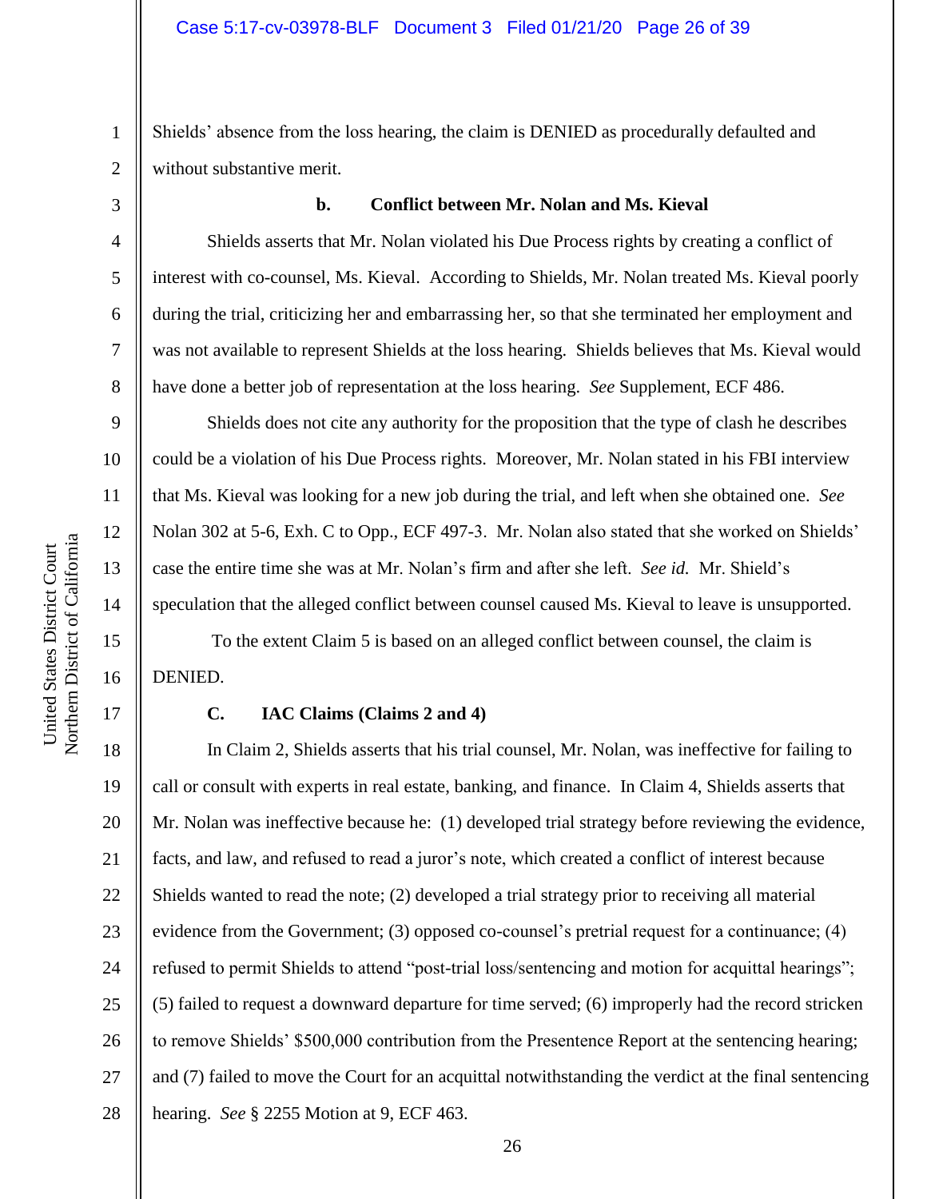Shields' absence from the loss hearing, the claim is DENIED as procedurally defaulted and without substantive merit.

#### b. Conflict between Mr. Nolan and Ms. Kieval

Shields asserts that Mr. Nolan violated his Due Process rights by creating a conflict of interest with co-counsel, Ms. Kieval. According to Shields, Mr. Nolan treated Ms. Kieval poorly during the trial, criticizing her and embarrassing her, so that she terminated her employment and was not available to represent Shields at the loss hearing. Shields believes that Ms. Kieval would have done a better job of representation at the loss hearing. *See* Supplement, ECF 486.

Shields does not cite any authority for the proposition that the type of clash he describes could be a violation of his Due Process rights. Moreover, Mr. Nolan stated in his FBI interview that Ms. Kieval was looking for a new job during the trial, and left when she obtained one. *See* Nolan 302 at 5-6, Exh. C to Opp., ECF 497-3. Mr. Nolan also stated that she worked on Shields' case the entire time she was at Mr. Nolan's firm and after she left. *See id.* Mr. Shield's speculation that the alleged conflict between counsel caused Ms. Kieval to leave is unsupported.

To the extent Claim 5 is based on an alleged conflict between counsel, the claim is DENIED.

### C. IAC Claims (Claims 2 and 4)

In Claim 2, Shields asserts that his trial counsel, Mr. Nolan, was ineffective for failing to call or consult with experts in real estate, banking, and finance. In Claim 4, Shields asserts that Mr. Nolan was ineffective because he: (1) developed trial strategy before reviewing the evidence, facts, and law, and refused to read a juror's note, which created a conflict of interest because Shields wanted to read the note; (2) developed a trial strategy prior to receiving all material evidence from the Government; (3) opposed co-counsel's pretrial request for a continuance; (4) refused to permit Shields to attend "post-trial loss/sentencing and motion for acquittal hearings"; (5) failed to request a downward departure for time served; (6) improperly had the record stricken to remove Shields' $500,000 contribution from the Presentence Report at the sentencing hearing; and (7) failed to move the Court for an acquittal notwithstanding the verdict at the final sentencing hearing. *See* § 2255 Motion at 9, ECF 463.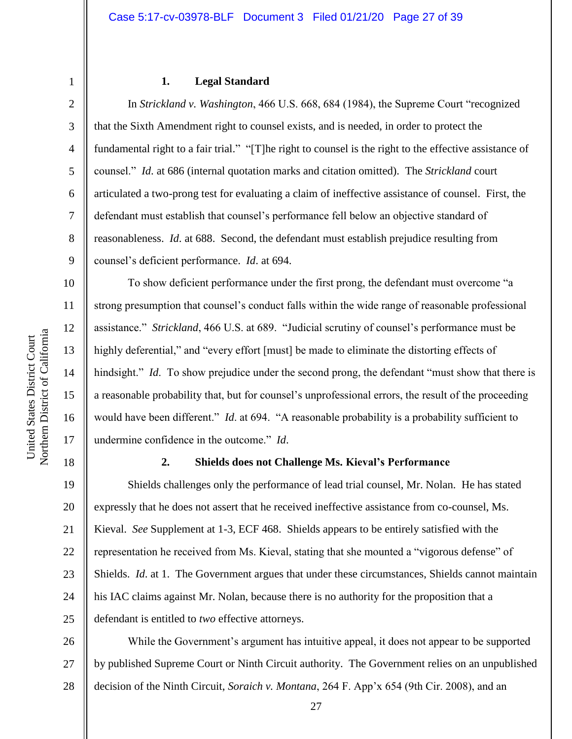### 1. Legal Standard

In *Strickland v. Washington*, 466 U.S. 668, 684 (1984), the Supreme Court "recognized that the Sixth Amendment right to counsel exists, and is needed, in order to protect the fundamental right to a fair trial." "[T]he right to counsel is the right to the effective assistance of counsel." *Id.* at 686 (internal quotation marks and citation omitted). The *Strickland* court articulated a two-prong test for evaluating a claim of ineffective assistance of counsel. First, the defendant must establish that counsel's performance fell below an objective standard of reasonableness. *Id.* at 688. Second, the defendant must establish prejudice resulting from counsel's deficient performance. *Id*. at 694.

To show deficient performance under the first prong, the defendant must overcome "a strong presumption that counsel's conduct falls within the wide range of reasonable professional assistance." *Strickland*, 466 U.S. at 689. "Judicial scrutiny of counsel's performance must be highly deferential," and "every effort [must] be made to eliminate the distorting effects of hindsight." *Id*. To show prejudice under the second prong, the defendant "must show that there is a reasonable probability that, but for counsel's unprofessional errors, the result of the proceeding would have been different." *Id.* at 694. "A reasonable probability is a probability sufficient to undermine confidence in the outcome." *Id*.

### 2. Shields does not Challenge Ms. Kieval's Performance

Shields challenges only the performance of lead trial counsel, Mr. Nolan. He has stated expressly that he does not assert that he received ineffective assistance from co-counsel, Ms. Kieval. *See* Supplement at 1-3, ECF 468. Shields appears to be entirely satisfied with the representation he received from Ms. Kieval, stating that she mounted a "vigorous defense" of Shields. *Id.* at 1. The Government argues that under these circumstances, Shields cannot maintain his IAC claims against Mr. Nolan, because there is no authority for the proposition that a defendant is entitled to *two* effective attorneys.

While the Government's argument has intuitive appeal, it does not appear to be supported by published Supreme Court or Ninth Circuit authority. The Government relies on an unpublished decision of the Ninth Circuit, *Soraich v. Montana*, 264 F. App'x 654 (9th Cir. 2008), and an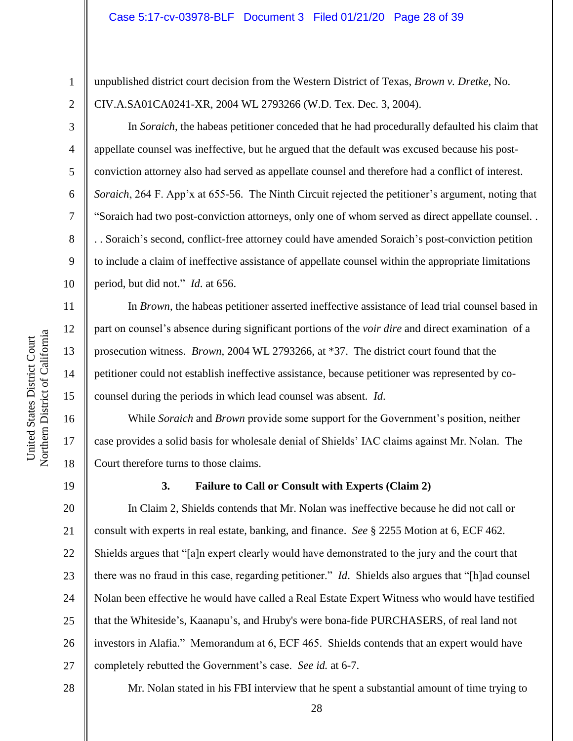unpublished district court decision from the Western District of Texas, *Brown v. Dretke*, No. CIV.A.SA01CA0241-XR, 2004 WL 2793266 (W.D. Tex. Dec. 3, 2004).

In *Soraich*, the habeas petitioner conceded that he had procedurally defaulted his claim that appellate counsel was ineffective, but he argued that the default was excused because his post-conviction attorney also had served as appellate counsel and therefore had a conflict of interest. *Soraich*, 264 F. App'x at 655-56. The Ninth Circuit rejected the petitioner's argument, noting that "Soraich had two post-conviction attorneys, only one of whom served as direct appellate counsel. . . . Soraich's second, conflict-free attorney could have amended Soraich's post-conviction petition to include a claim of ineffective assistance of appellate counsel within the appropriate limitations period, but did not." *Id.* at 656.

In *Brown*, the habeas petitioner asserted ineffective assistance of lead trial counsel based in part on counsel's absence during significant portions of the *voir dire* and direct examination of a prosecution witness. *Brown*, 2004 WL 2793266, at *37. The district court found that the petitioner could not establish ineffective assistance, because petitioner was represented by co-counsel during the periods in which lead counsel was absent. *Id.*

While *Soraich* and *Brown* provide some support for the Government's position, neither case provides a solid basis for wholesale denial of Shields' IAC claims against Mr. Nolan. The Court therefore turns to those claims.

**3. Failure to Call or Consult with Experts (Claim 2)**

In Claim 2, Shields contends that Mr. Nolan was ineffective because he did not call or consult with experts in real estate, banking, and finance. *See* § 2255 Motion at 6, ECF 462. Shields argues that "[a]n expert clearly would have demonstrated to the jury and the court that there was no fraud in this case, regarding petitioner." *Id*. Shields also argues that "[h]ad counsel Nolan been effective he would have called a Real Estate Expert Witness who would have testified that the Whiteside's, Kaanapu's, and Hruby's were bona-fide PURCHASERS, of real land not investors in Alafia." Memorandum at 6, ECF 465. Shields contends that an expert would have completely rebutted the Government's case. *See id.* at 6-7.

Mr. Nolan stated in his FBI interview that he spent a substantial amount of time trying to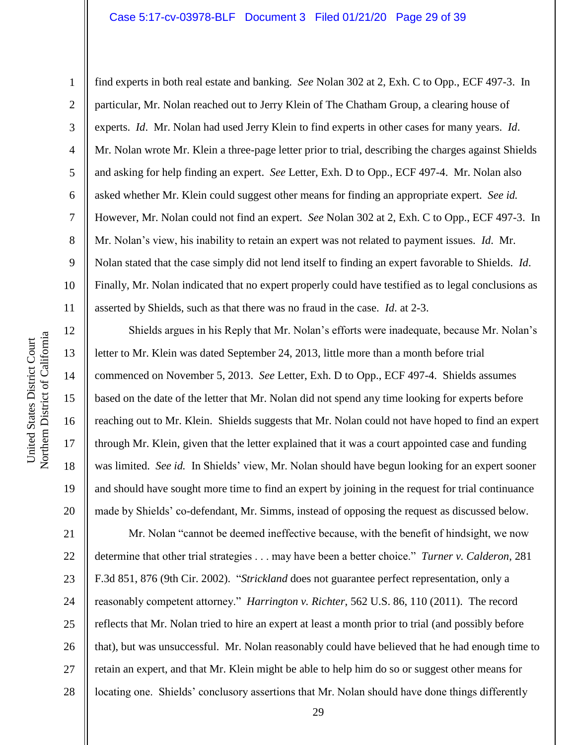find experts in both real estate and banking. *See* Nolan 302 at 2, Exh. C to Opp., ECF 497-3. In particular, Mr. Nolan reached out to Jerry Klein of The Chatham Group, a clearing house of experts. *Id*. Mr. Nolan had used Jerry Klein to find experts in other cases for many years. *Id*. Mr. Nolan wrote Mr. Klein a three-page letter prior to trial, describing the charges against Shields and asking for help finding an expert. *See* Letter, Exh. D to Opp., ECF 497-4. Mr. Nolan also asked whether Mr. Klein could suggest other means for finding an appropriate expert. *See id.* However, Mr. Nolan could not find an expert. *See* Nolan 302 at 2, Exh. C to Opp., ECF 497-3. In Mr. Nolan's view, his inability to retain an expert was not related to payment issues. *Id*. Mr. Nolan stated that the case simply did not lend itself to finding an expert favorable to Shields. *Id*. Finally, Mr. Nolan indicated that no expert properly could have testified as to legal conclusions as asserted by Shields, such as that there was no fraud in the case. *Id*. at 2-3.

Shields argues in his Reply that Mr. Nolan's efforts were inadequate, because Mr. Nolan's letter to Mr. Klein was dated September 24, 2013, little more than a month before trial commenced on November 5, 2013. *See* Letter, Exh. D to Opp., ECF 497-4. Shields assumes based on the date of the letter that Mr. Nolan did not spend any time looking for experts before reaching out to Mr. Klein. Shields suggests that Mr. Nolan could not have hoped to find an expert through Mr. Klein, given that the letter explained that it was a court appointed case and funding was limited. *See id.* In Shields' view, Mr. Nolan should have begun looking for an expert sooner and should have sought more time to find an expert by joining in the request for trial continuance made by Shields' co-defendant, Mr. Simms, instead of opposing the request as discussed below.

Mr. Nolan "cannot be deemed ineffective because, with the benefit of hindsight, we now determine that other trial strategies . . . may have been a better choice." *Turner v. Calderon*, 281 F.3d 851, 876 (9th Cir. 2002). "*Strickland* does not guarantee perfect representation, only a reasonably competent attorney." *Harrington v. Richter*, 562 U.S. 86, 110 (2011). The record reflects that Mr. Nolan tried to hire an expert at least a month prior to trial (and possibly before that), but was unsuccessful. Mr. Nolan reasonably could have believed that he had enough time to retain an expert, and that Mr. Klein might be able to help him do so or suggest other means for locating one. Shields' conclusory assertions that Mr. Nolan should have done things differently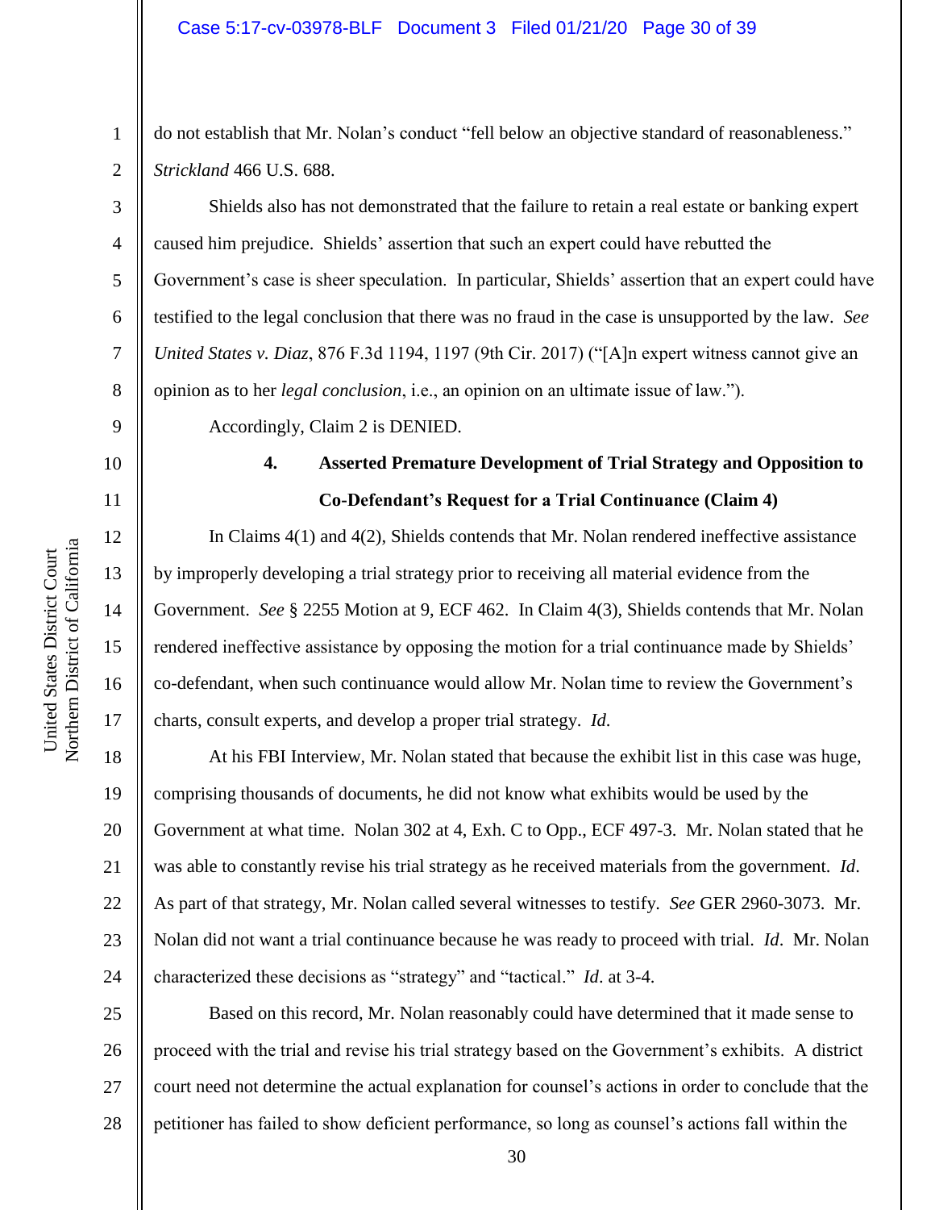do not establish that Mr. Nolan's conduct "fell below an objective standard of reasonableness." *Strickland* 466 U.S. 688.

Shields also has not demonstrated that the failure to retain a real estate or banking expert caused him prejudice. Shields' assertion that such an expert could have rebutted the Government's case is sheer speculation. In particular, Shields' assertion that an expert could have testified to the legal conclusion that there was no fraud in the case is unsupported by the law. *See United States v. Diaz*, 876 F.3d 1194, 1197 (9th Cir. 2017) ("[A]n expert witness cannot give an opinion as to her *legal conclusion*, i.e., an opinion on an ultimate issue of law.").

Accordingly, Claim 2 is DENIED.

### 4. Asserted Premature Development of Trial Strategy and Opposition to Co-Defendant's Request for a Trial Continuance (Claim 4)

In Claims 4(1) and 4(2), Shields contends that Mr. Nolan rendered ineffective assistance by improperly developing a trial strategy prior to receiving all material evidence from the Government. *See* § 2255 Motion at 9, ECF 462. In Claim 4(3), Shields contends that Mr. Nolan rendered ineffective assistance by opposing the motion for a trial continuance made by Shields' co-defendant, when such continuance would allow Mr. Nolan time to review the Government's charts, consult experts, and develop a proper trial strategy. *Id*.

At his FBI Interview, Mr. Nolan stated that because the exhibit list in this case was huge, comprising thousands of documents, he did not know what exhibits would be used by the Government at what time. Nolan 302 at 4, Exh. C to Opp., ECF 497-3. Mr. Nolan stated that he was able to constantly revise his trial strategy as he received materials from the government. *Id*. As part of that strategy, Mr. Nolan called several witnesses to testify. *See* GER 2960-3073. Mr. Nolan did not want a trial continuance because he was ready to proceed with trial. *Id*. Mr. Nolan characterized these decisions as "strategy" and "tactical." *Id*. at 3-4.

Based on this record, Mr. Nolan reasonably could have determined that it made sense to proceed with the trial and revise his trial strategy based on the Government's exhibits. A district court need not determine the actual explanation for counsel's actions in order to conclude that the petitioner has failed to show deficient performance, so long as counsel's actions fall within the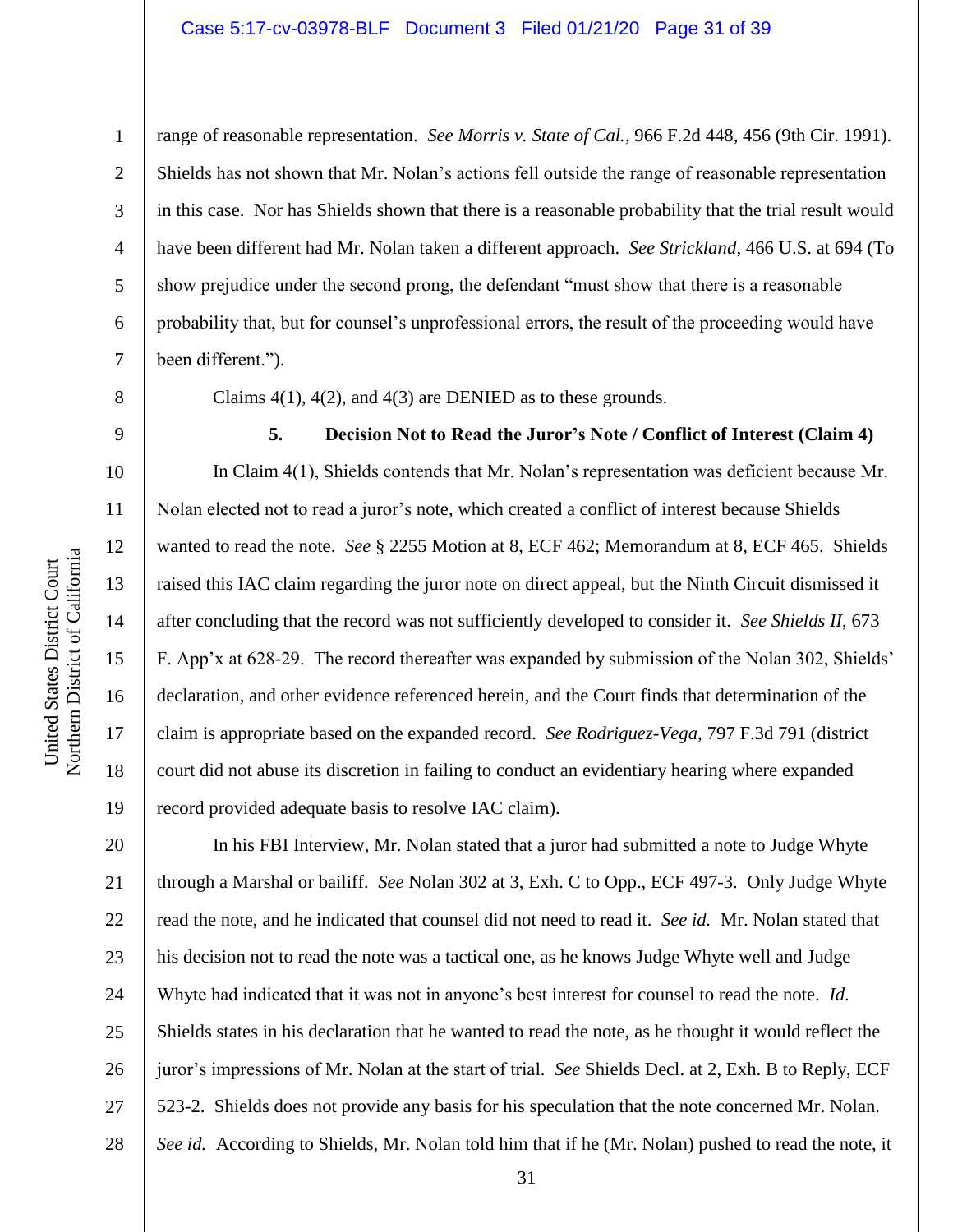range of reasonable representation. *See Morris v. State of Cal.*, 966 F.2d 448, 456 (9th Cir. 1991). Shields has not shown that Mr. Nolan's actions fell outside the range of reasonable representation in this case. Nor has Shields shown that there is a reasonable probability that the trial result would have been different had Mr. Nolan taken a different approach. *See Strickland*, 466 U.S. at 694 (To show prejudice under the second prong, the defendant "must show that there is a reasonable probability that, but for counsel's unprofessional errors, the result of the proceeding would have been different.").

Claims 4(1), 4(2), and 4(3) are DENIED as to these grounds.

### 5. Decision Not to Read the Juror's Note / Conflict of Interest (Claim 4)

In Claim 4(1), Shields contends that Mr. Nolan's representation was deficient because Mr. Nolan elected not to read a juror's note, which created a conflict of interest because Shields wanted to read the note. *See* § 2255 Motion at 8, ECF 462; Memorandum at 8, ECF 465. Shields raised this IAC claim regarding the juror note on direct appeal, but the Ninth Circuit dismissed it after concluding that the record was not sufficiently developed to consider it. *See Shields II*, 673 F. App'x at 628-29. The record thereafter was expanded by submission of the Nolan 302, Shields' declaration, and other evidence referenced herein, and the Court finds that determination of the claim is appropriate based on the expanded record. *See Rodriguez-Vega*, 797 F.3d 791 (district court did not abuse its discretion in failing to conduct an evidentiary hearing where expanded record provided adequate basis to resolve IAC claim).

In his FBI Interview, Mr. Nolan stated that a juror had submitted a note to Judge Whyte through a Marshal or bailiff. *See* Nolan 302 at 3, Exh. C to Opp., ECF 497-3. Only Judge Whyte read the note, and he indicated that counsel did not need to read it. *See id.* Mr. Nolan stated that his decision not to read the note was a tactical one, as he knows Judge Whyte well and Judge Whyte had indicated that it was not in anyone's best interest for counsel to read the note. *Id*. Shields states in his declaration that he wanted to read the note, as he thought it would reflect the juror's impressions of Mr. Nolan at the start of trial. *See* Shields Decl. at 2, Exh. B to Reply, ECF 523-2. Shields does not provide any basis for his speculation that the note concerned Mr. Nolan. *See id.* According to Shields, Mr. Nolan told him that if he (Mr. Nolan) pushed to read the note, it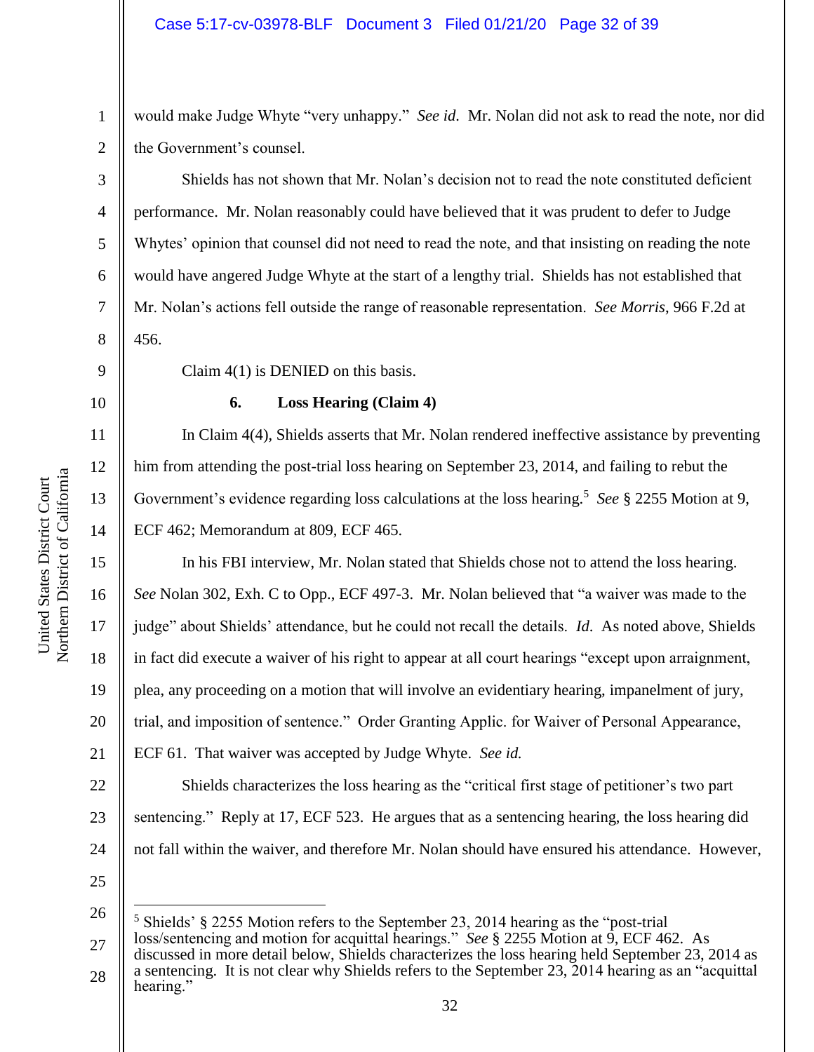would make Judge Whyte "very unhappy." *See id.* Mr. Nolan did not ask to read the note, nor did the Government's counsel.

Shields has not shown that Mr. Nolan's decision not to read the note constituted deficient performance. Mr. Nolan reasonably could have believed that it was prudent to defer to Judge Whytes' opinion that counsel did not need to read the note, and that insisting on reading the note would have angered Judge Whyte at the start of a lengthy trial. Shields has not established that Mr. Nolan's actions fell outside the range of reasonable representation. *See Morris*, 966 F.2d at 456.

Claim 4(1) is DENIED on this basis.

**6. Loss Hearing (Claim 4)**

In Claim 4(4), Shields asserts that Mr. Nolan rendered ineffective assistance by preventing him from attending the post-trial loss hearing on September 23, 2014, and failing to rebut the Government's evidence regarding loss calculations at the loss hearing.[5] *See* § 2255 Motion at 9, ECF 462; Memorandum at 809, ECF 465.

In his FBI interview, Mr. Nolan stated that Shields chose not to attend the loss hearing. *See* Nolan 302, Exh. C to Opp., ECF 497-3. Mr. Nolan believed that "a waiver was made to the judge" about Shields' attendance, but he could not recall the details. *Id.* As noted above, Shields in fact did execute a waiver of his right to appear at all court hearings "except upon arraignment, plea, any proceeding on a motion that will involve an evidentiary hearing, impanelment of jury, trial, and imposition of sentence." Order Granting Applic. for Waiver of Personal Appearance, ECF 61. That waiver was accepted by Judge Whyte. *See id.*

Shields characterizes the loss hearing as the "critical first stage of petitioner's two part sentencing." Reply at 17, ECF 523. He argues that as a sentencing hearing, the loss hearing did not fall within the waiver, and therefore Mr. Nolan should have ensured his attendance. However,

---

[5] Shields' § 2255 Motion refers to the September 23, 2014 hearing as the "post-trial loss/sentencing and motion for acquittal hearings." *See* § 2255 Motion at 9, ECF 462. As discussed in more detail below, Shields characterizes the loss hearing held September 23, 2014 as a sentencing. It is not clear why Shields refers to the September 23, 2014 hearing as an "acquittal hearing."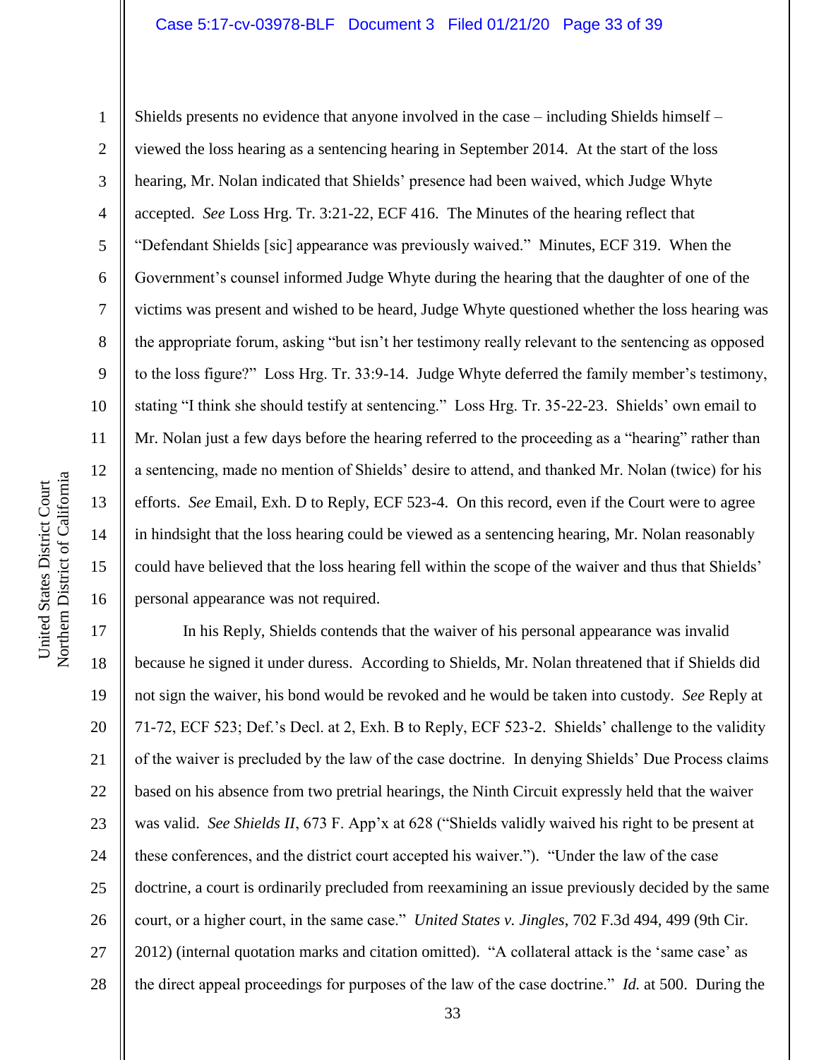Shields presents no evidence that anyone involved in the case – including Shields himself – viewed the loss hearing as a sentencing hearing in September 2014. At the start of the loss hearing, Mr. Nolan indicated that Shields' presence had been waived, which Judge Whyte accepted. *See* Loss Hrg. Tr. 3:21-22, ECF 416. The Minutes of the hearing reflect that "Defendant Shields [sic] appearance was previously waived." Minutes, ECF 319. When the Government's counsel informed Judge Whyte during the hearing that the daughter of one of the victims was present and wished to be heard, Judge Whyte questioned whether the loss hearing was the appropriate forum, asking "but isn't her testimony really relevant to the sentencing as opposed to the loss figure?" Loss Hrg. Tr. 33:9-14. Judge Whyte deferred the family member's testimony, stating "I think she should testify at sentencing." Loss Hrg. Tr. 35-22-23. Shields' own email to Mr. Nolan just a few days before the hearing referred to the proceeding as a "hearing" rather than a sentencing, made no mention of Shields' desire to attend, and thanked Mr. Nolan (twice) for his efforts. *See* Email, Exh. D to Reply, ECF 523-4. On this record, even if the Court were to agree in hindsight that the loss hearing could be viewed as a sentencing hearing, Mr. Nolan reasonably could have believed that the loss hearing fell within the scope of the waiver and thus that Shields' personal appearance was not required.

In his Reply, Shields contends that the waiver of his personal appearance was invalid because he signed it under duress. According to Shields, Mr. Nolan threatened that if Shields did not sign the waiver, his bond would be revoked and he would be taken into custody. *See* Reply at 71-72, ECF 523; Def.'s Decl. at 2, Exh. B to Reply, ECF 523-2. Shields' challenge to the validity of the waiver is precluded by the law of the case doctrine. In denying Shields' Due Process claims based on his absence from two pretrial hearings, the Ninth Circuit expressly held that the waiver was valid. *See Shields II*, 673 F. App'x at 628 ("Shields validly waived his right to be present at these conferences, and the district court accepted his waiver."). "Under the law of the case doctrine, a court is ordinarily precluded from reexamining an issue previously decided by the same court, or a higher court, in the same case." *United States v. Jingles*, 702 F.3d 494, 499 (9th Cir. 2012) (internal quotation marks and citation omitted). "A collateral attack is the 'same case' as the direct appeal proceedings for purposes of the law of the case doctrine." *Id.* at 500. During the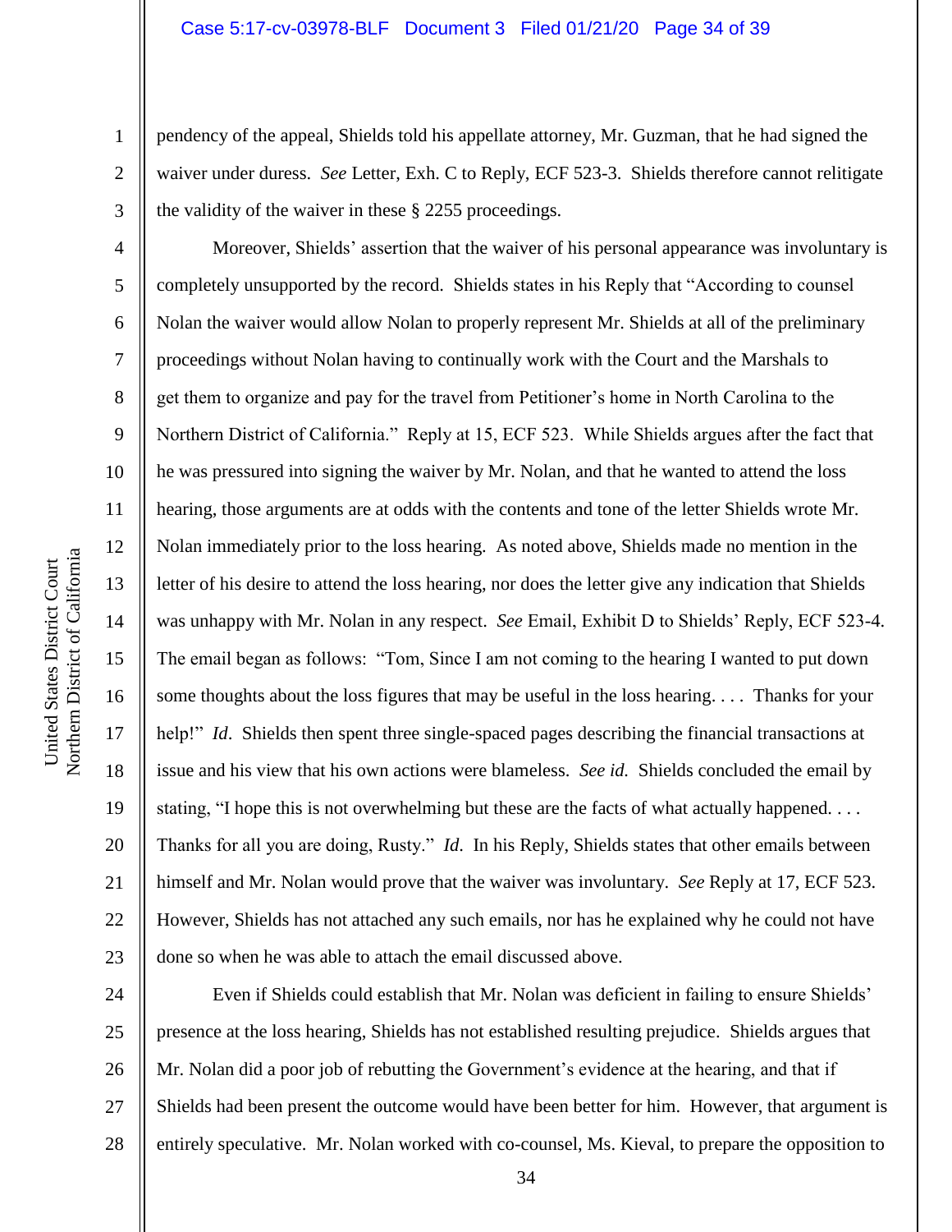pendency of the appeal, Shields told his appellate attorney, Mr. Guzman, that he had signed the waiver under duress. *See* Letter, Exh. C to Reply, ECF 523-3. Shields therefore cannot relitigate the validity of the waiver in these § 2255 proceedings.

Moreover, Shields' assertion that the waiver of his personal appearance was involuntary is completely unsupported by the record. Shields states in his Reply that "According to counsel Nolan the waiver would allow Nolan to properly represent Mr. Shields at all of the preliminary proceedings without Nolan having to continually work with the Court and the Marshals to get them to organize and pay for the travel from Petitioner's home in North Carolina to the Northern District of California." Reply at 15, ECF 523. While Shields argues after the fact that he was pressured into signing the waiver by Mr. Nolan, and that he wanted to attend the loss hearing, those arguments are at odds with the contents and tone of the letter Shields wrote Mr. Nolan immediately prior to the loss hearing. As noted above, Shields made no mention in the letter of his desire to attend the loss hearing, nor does the letter give any indication that Shields was unhappy with Mr. Nolan in any respect. *See* Email, Exhibit D to Shields' Reply, ECF 523-4. The email began as follows: "Tom, Since I am not coming to the hearing I wanted to put down some thoughts about the loss figures that may be useful in the loss hearing. . . . Thanks for your help!" *Id*. Shields then spent three single-spaced pages describing the financial transactions at issue and his view that his own actions were blameless. *See id.* Shields concluded the email by stating, "I hope this is not overwhelming but these are the facts of what actually happened. . . . Thanks for all you are doing, Rusty." *Id.* In his Reply, Shields states that other emails between himself and Mr. Nolan would prove that the waiver was involuntary. *See* Reply at 17, ECF 523. However, Shields has not attached any such emails, nor has he explained why he could not have done so when he was able to attach the email discussed above.

Even if Shields could establish that Mr. Nolan was deficient in failing to ensure Shields' presence at the loss hearing, Shields has not established resulting prejudice. Shields argues that Mr. Nolan did a poor job of rebutting the Government's evidence at the hearing, and that if Shields had been present the outcome would have been better for him. However, that argument is entirely speculative. Mr. Nolan worked with co-counsel, Ms. Kieval, to prepare the opposition to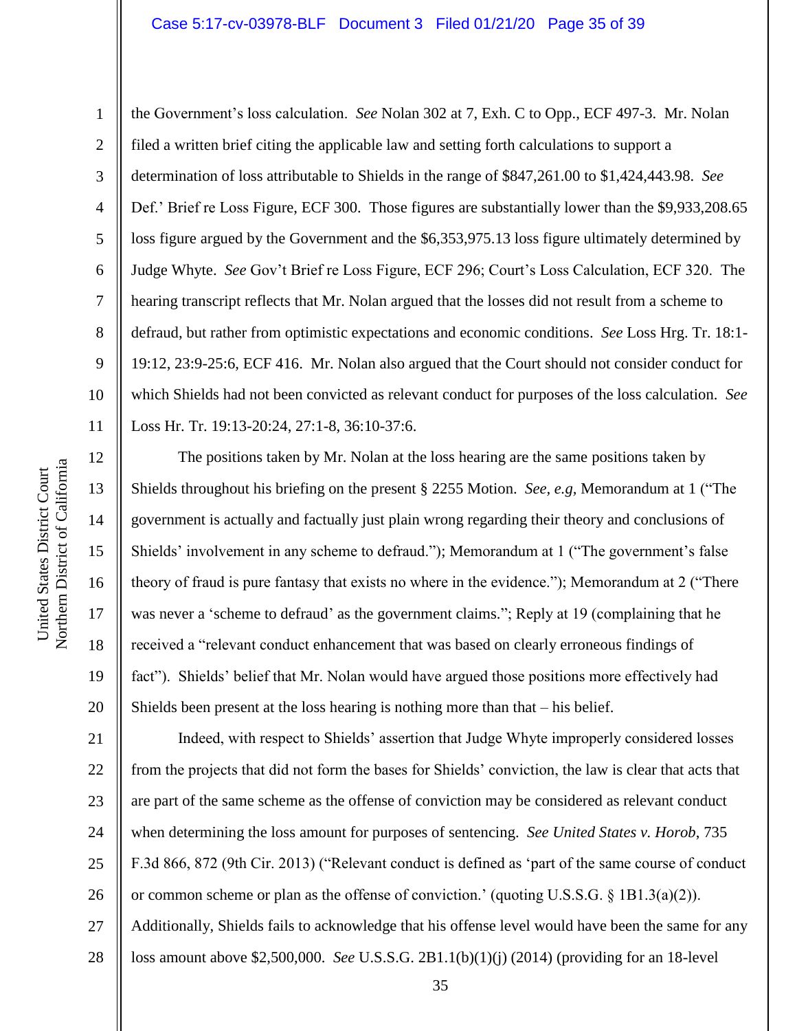the Government's loss calculation. *See* Nolan 302 at 7, Exh. C to Opp., ECF 497-3. Mr. Nolan filed a written brief citing the applicable law and setting forth calculations to support a determination of loss attributable to Shields in the range of $847,261.00 to $1,424,443.98. *See* Def.' Brief re Loss Figure, ECF 300. Those figures are substantially lower than the $9,933,208.65 loss figure argued by the Government and the $6,353,975.13 loss figure ultimately determined by Judge Whyte. *See* Gov't Brief re Loss Figure, ECF 296; Court's Loss Calculation, ECF 320. The hearing transcript reflects that Mr. Nolan argued that the losses did not result from a scheme to defraud, but rather from optimistic expectations and economic conditions. *See* Loss Hrg. Tr. 18:1-19:12, 23:9-25:6, ECF 416. Mr. Nolan also argued that the Court should not consider conduct for which Shields had not been convicted as relevant conduct for purposes of the loss calculation. *See* Loss Hr. Tr. 19:13-20:24, 27:1-8, 36:10-37:6.

The positions taken by Mr. Nolan at the loss hearing are the same positions taken by Shields throughout his briefing on the present § 2255 Motion. *See, e.g,* Memorandum at 1 ("The government is actually and factually just plain wrong regarding their theory and conclusions of Shields' involvement in any scheme to defraud."); Memorandum at 1 ("The government's false theory of fraud is pure fantasy that exists no where in the evidence."); Memorandum at 2 ("There was never a 'scheme to defraud' as the government claims."; Reply at 19 (complaining that he received a "relevant conduct enhancement that was based on clearly erroneous findings of fact"). Shields' belief that Mr. Nolan would have argued those positions more effectively had Shields been present at the loss hearing is nothing more than that – his belief.

Indeed, with respect to Shields' assertion that Judge Whyte improperly considered losses from the projects that did not form the bases for Shields' conviction, the law is clear that acts that are part of the same scheme as the offense of conviction may be considered as relevant conduct when determining the loss amount for purposes of sentencing. *See United States v. Horob*, 735 F.3d 866, 872 (9th Cir. 2013) ("Relevant conduct is defined as 'part of the same course of conduct or common scheme or plan as the offense of conviction.' (quoting U.S.S.G. § 1B1.3(a)(2)). Additionally, Shields fails to acknowledge that his offense level would have been the same for any loss amount above $2,500,000. *See* U.S.S.G. 2B1.1(b)(1)(j) (2014) (providing for an 18-level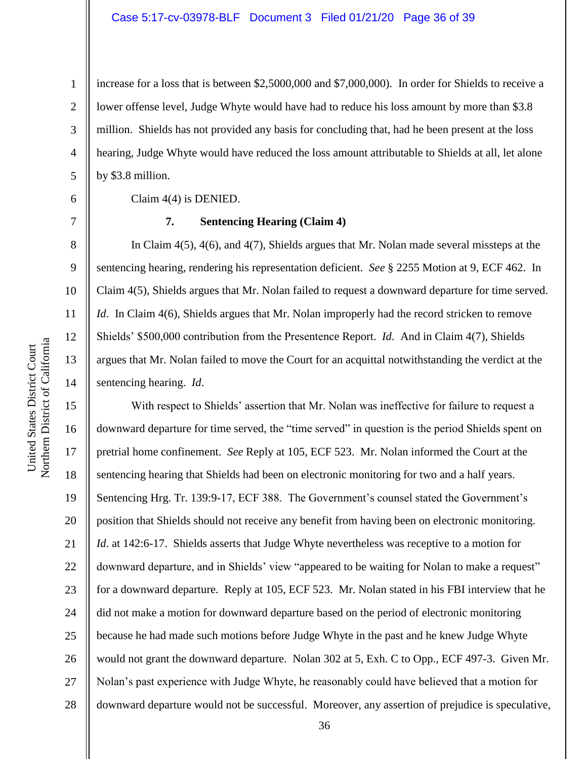increase for a loss that is between $2,5000,000 and $7,000,000). In order for Shields to receive a lower offense level, Judge Whyte would have had to reduce his loss amount by more than $3.8 million. Shields has not provided any basis for concluding that, had he been present at the loss hearing, Judge Whyte would have reduced the loss amount attributable to Shields at all, let alone by $3.8 million.

Claim 4(4) is DENIED.

### 7. Sentencing Hearing (Claim 4)

In Claim 4(5), 4(6), and 4(7), Shields argues that Mr. Nolan made several missteps at the sentencing hearing, rendering his representation deficient. *See* § 2255 Motion at 9, ECF 462. In Claim 4(5), Shields argues that Mr. Nolan failed to request a downward departure for time served. *Id*. In Claim 4(6), Shields argues that Mr. Nolan improperly had the record stricken to remove Shields' $500,000 contribution from the Presentence Report. *Id*. And in Claim 4(7), Shields argues that Mr. Nolan failed to move the Court for an acquittal notwithstanding the verdict at the sentencing hearing. *Id*.

With respect to Shields' assertion that Mr. Nolan was ineffective for failure to request a downward departure for time served, the "time served" in question is the period Shields spent on pretrial home confinement. *See* Reply at 105, ECF 523. Mr. Nolan informed the Court at the sentencing hearing that Shields had been on electronic monitoring for two and a half years. Sentencing Hrg. Tr. 139:9-17, ECF 388. The Government's counsel stated the Government's position that Shields should not receive any benefit from having been on electronic monitoring. *Id*. at 142:6-17. Shields asserts that Judge Whyte nevertheless was receptive to a motion for downward departure, and in Shields' view "appeared to be waiting for Nolan to make a request" for a downward departure. Reply at 105, ECF 523. Mr. Nolan stated in his FBI interview that he did not make a motion for downward departure based on the period of electronic monitoring because he had made such motions before Judge Whyte in the past and he knew Judge Whyte would not grant the downward departure. Nolan 302 at 5, Exh. C to Opp., ECF 497-3. Given Mr. Nolan's past experience with Judge Whyte, he reasonably could have believed that a motion for downward departure would not be successful. Moreover, any assertion of prejudice is speculative,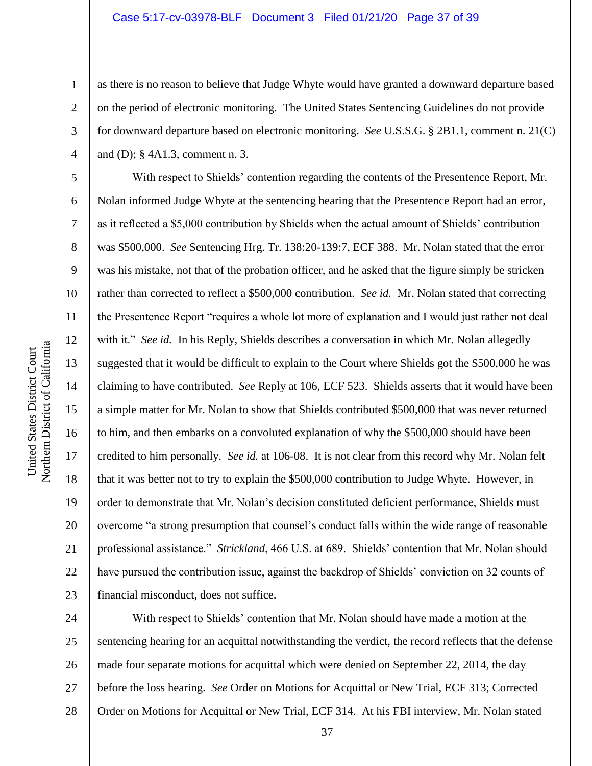as there is no reason to believe that Judge Whyte would have granted a downward departure based on the period of electronic monitoring. The United States Sentencing Guidelines do not provide for downward departure based on electronic monitoring. *See* U.S.S.G. § 2B1.1, comment n. 21(C) and (D); § 4A1.3, comment n. 3.

With respect to Shields' contention regarding the contents of the Presentence Report, Mr. Nolan informed Judge Whyte at the sentencing hearing that the Presentence Report had an error, as it reflected a $5,000 contribution by Shields when the actual amount of Shields' contribution was $500,000. *See* Sentencing Hrg. Tr. 138:20-139:7, ECF 388. Mr. Nolan stated that the error was his mistake, not that of the probation officer, and he asked that the figure simply be stricken rather than corrected to reflect a $500,000 contribution. *See id.* Mr. Nolan stated that correcting the Presentence Report "requires a whole lot more of explanation and I would just rather not deal with it." *See id.* In his Reply, Shields describes a conversation in which Mr. Nolan allegedly suggested that it would be difficult to explain to the Court where Shields got the $500,000 he was claiming to have contributed. *See* Reply at 106, ECF 523. Shields asserts that it would have been a simple matter for Mr. Nolan to show that Shields contributed $500,000 that was never returned to him, and then embarks on a convoluted explanation of why the $500,000 should have been credited to him personally. *See id.* at 106-08. It is not clear from this record why Mr. Nolan felt that it was better not to try to explain the $500,000 contribution to Judge Whyte. However, in order to demonstrate that Mr. Nolan's decision constituted deficient performance, Shields must overcome "a strong presumption that counsel's conduct falls within the wide range of reasonable professional assistance." *Strickland*, 466 U.S. at 689. Shields' contention that Mr. Nolan should have pursued the contribution issue, against the backdrop of Shields' conviction on 32 counts of financial misconduct, does not suffice.

With respect to Shields' contention that Mr. Nolan should have made a motion at the sentencing hearing for an acquittal notwithstanding the verdict, the record reflects that the defense made four separate motions for acquittal which were denied on September 22, 2014, the day before the loss hearing. *See* Order on Motions for Acquittal or New Trial, ECF 313; Corrected Order on Motions for Acquittal or New Trial, ECF 314. At his FBI interview, Mr. Nolan stated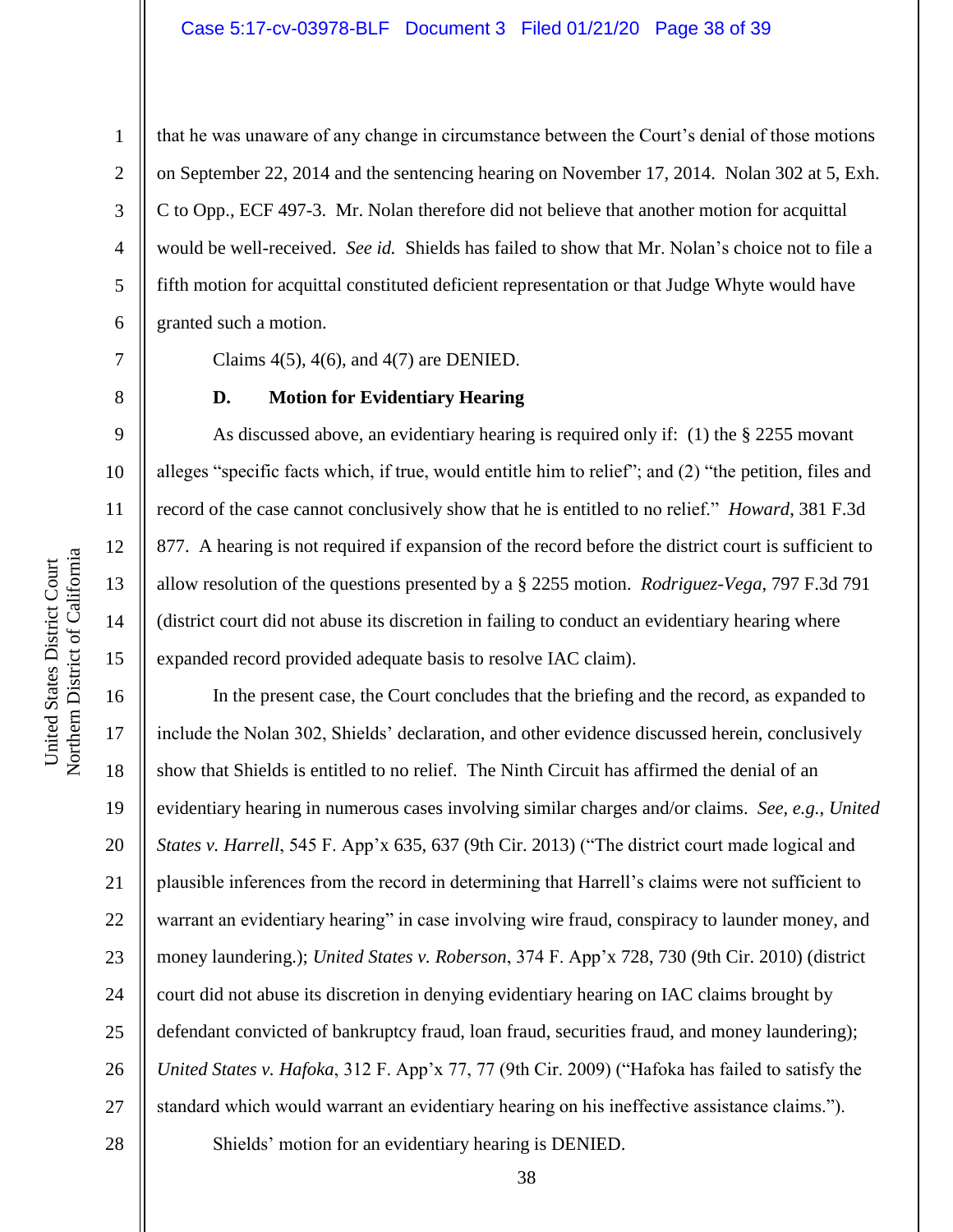that he was unaware of any change in circumstance between the Court's denial of those motions on September 22, 2014 and the sentencing hearing on November 17, 2014. Nolan 302 at 5, Exh. C to Opp., ECF 497-3. Mr. Nolan therefore did not believe that another motion for acquittal would be well-received. *See id.* Shields has failed to show that Mr. Nolan's choice not to file a fifth motion for acquittal constituted deficient representation or that Judge Whyte would have granted such a motion.

Claims 4(5), 4(6), and 4(7) are DENIED.

**D. Motion for Evidentiary Hearing**

As discussed above, an evidentiary hearing is required only if: (1) the § 2255 movant alleges "specific facts which, if true, would entitle him to relief"; and (2) "the petition, files and record of the case cannot conclusively show that he is entitled to no relief." *Howard*, 381 F.3d 877. A hearing is not required if expansion of the record before the district court is sufficient to allow resolution of the questions presented by a § 2255 motion. *Rodriguez-Vega*, 797 F.3d 791 (district court did not abuse its discretion in failing to conduct an evidentiary hearing where expanded record provided adequate basis to resolve IAC claim).

In the present case, the Court concludes that the briefing and the record, as expanded to include the Nolan 302, Shields' declaration, and other evidence discussed herein, conclusively show that Shields is entitled to no relief. The Ninth Circuit has affirmed the denial of an evidentiary hearing in numerous cases involving similar charges and/or claims. *See, e.g., United States v. Harrell*, 545 F. App'x 635, 637 (9th Cir. 2013) ("The district court made logical and plausible inferences from the record in determining that Harrell's claims were not sufficient to warrant an evidentiary hearing" in case involving wire fraud, conspiracy to launder money, and money laundering.); *United States v. Roberson*, 374 F. App'x 728, 730 (9th Cir. 2010) (district court did not abuse its discretion in denying evidentiary hearing on IAC claims brought by defendant convicted of bankruptcy fraud, loan fraud, securities fraud, and money laundering); *United States v. Hafoka*, 312 F. App'x 77, 77 (9th Cir. 2009) ("Hafoka has failed to satisfy the standard which would warrant an evidentiary hearing on his ineffective assistance claims.").

Shields' motion for an evidentiary hearing is DENIED.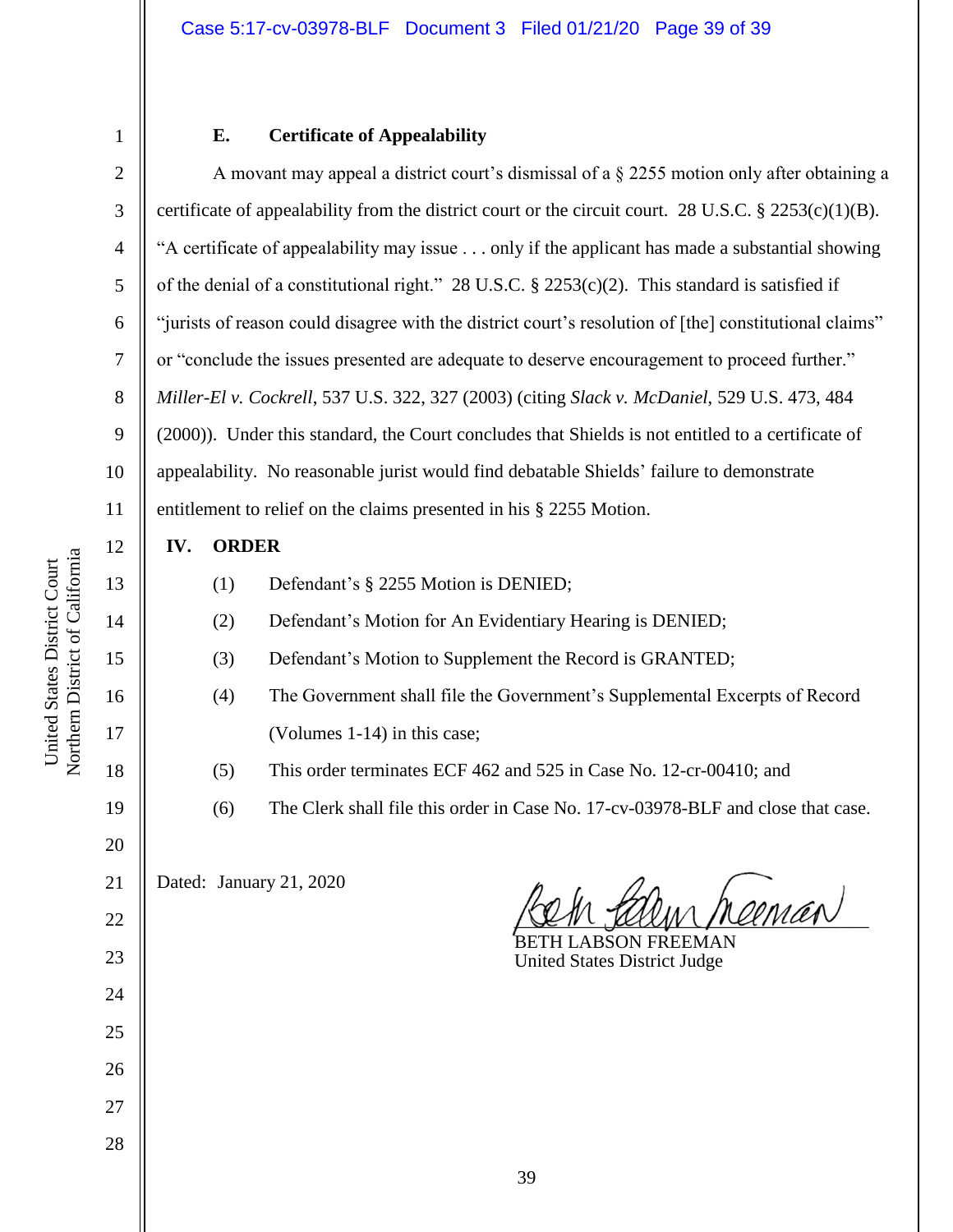### E. Certificate of Appealability

A movant may appeal a district court's dismissal of a § 2255 motion only after obtaining a certificate of appealability from the district court or the circuit court. 28 U.S.C. § 2253(c)(1)(B). "A certificate of appealability may issue . . . only if the applicant has made a substantial showing of the denial of a constitutional right." 28 U.S.C. § 2253(c)(2). This standard is satisfied if "jurists of reason could disagree with the district court's resolution of [the] constitutional claims" or "conclude the issues presented are adequate to deserve encouragement to proceed further." *Miller-El v. Cockrell*, 537 U.S. 322, 327 (2003) (citing *Slack v. McDaniel*, 529 U.S. 473, 484 (2000)). Under this standard, the Court concludes that Shields is not entitled to a certificate of appealability. No reasonable jurist would find debatable Shields' failure to demonstrate entitlement to relief on the claims presented in his § 2255 Motion.

## IV. ORDER

(1) Defendant's § 2255 Motion is DENIED;

(2) Defendant's Motion for An Evidentiary Hearing is DENIED;

(3) Defendant's Motion to Supplement the Record is GRANTED;

(4) The Government shall file the Government's Supplemental Excerpts of Record (Volumes 1-14) in this case;

(5) This order terminates ECF 462 and 525 in Case No. 12-cr-00410; and

(6) The Clerk shall file this order in Case No. 17-cv-03978-BLF and close that case.

Dated: January 21, 2020

BETH LABSON FREEMAN
United States District Judge